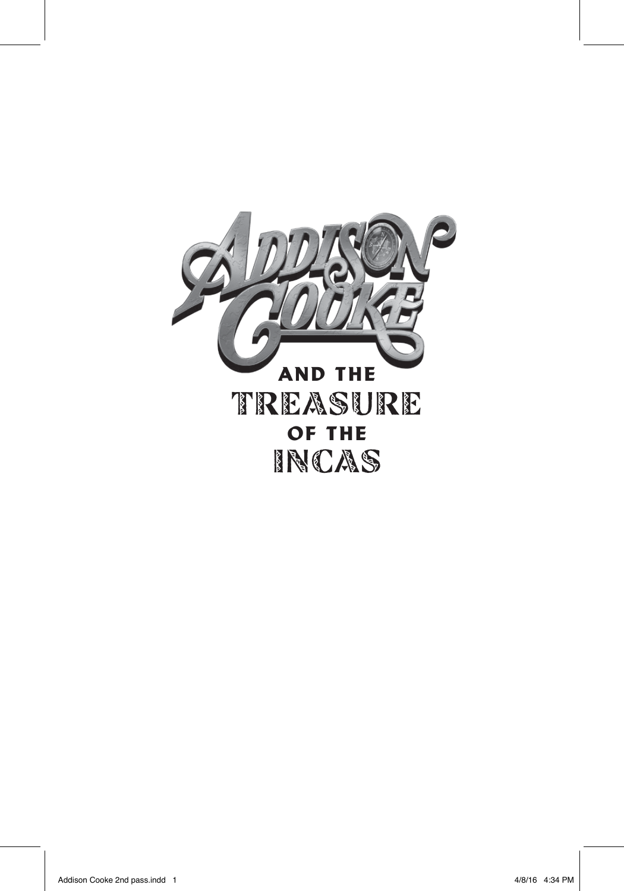# Addison Cooke

## and the Treasure of the Incas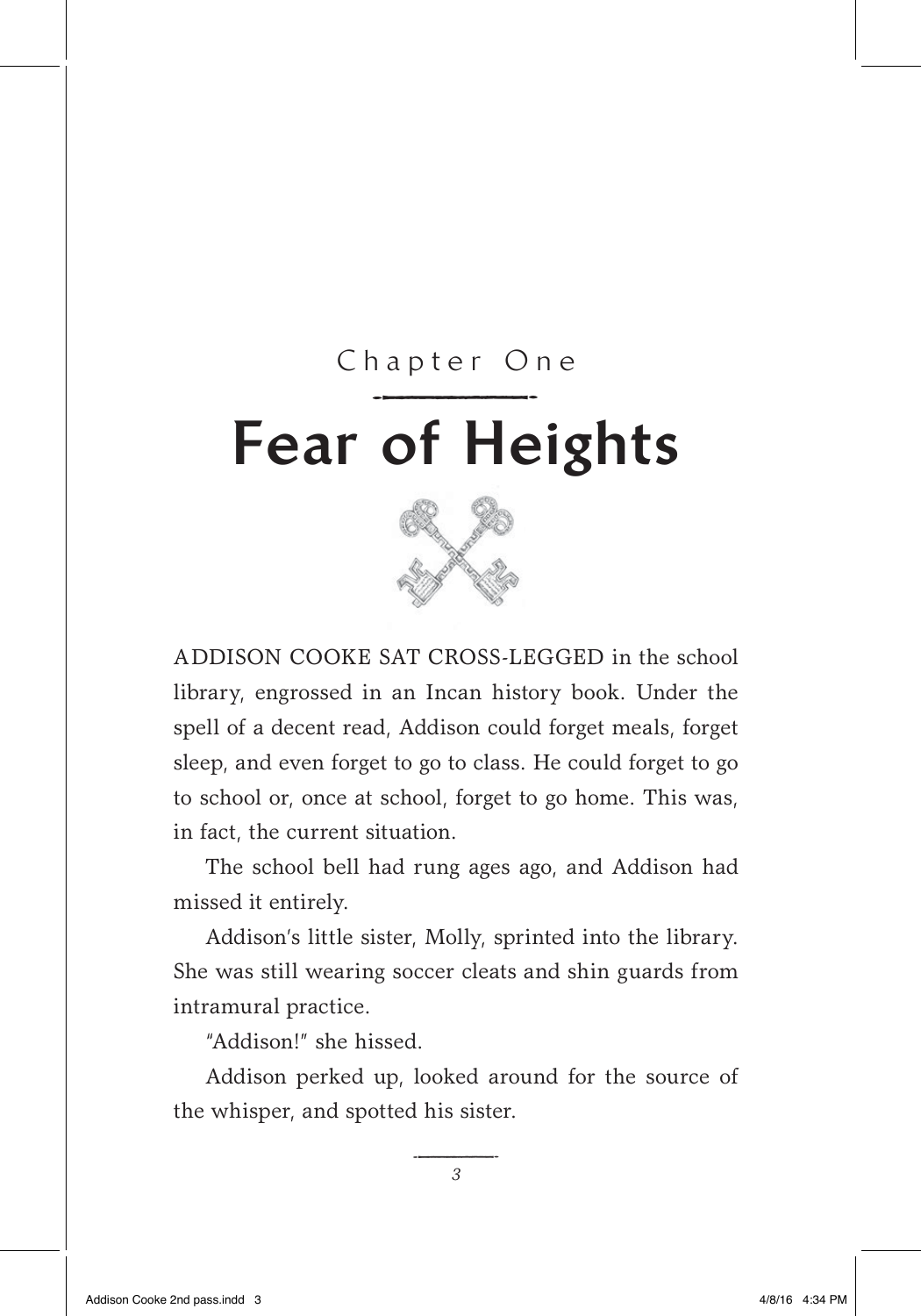# Chapter One

# Fear of Heights

ADDISON COOKE SAT CROSS-LEGGED in the school library, engrossed in an Incan history book. Under the spell of a decent read, Addison could forget meals, forget sleep, and even forget to go to class. He could forget to go to school or, once at school, forget to go home. This was, in fact, the current situation.

The school bell had rung ages ago, and Addison had missed it entirely.

Addison's little sister, Molly, sprinted into the library. She was still wearing soccer cleats and shin guards from intramural practice.

"Addison!" she hissed.

Addison perked up, looked around for the source of the whisper, and spotted his sister.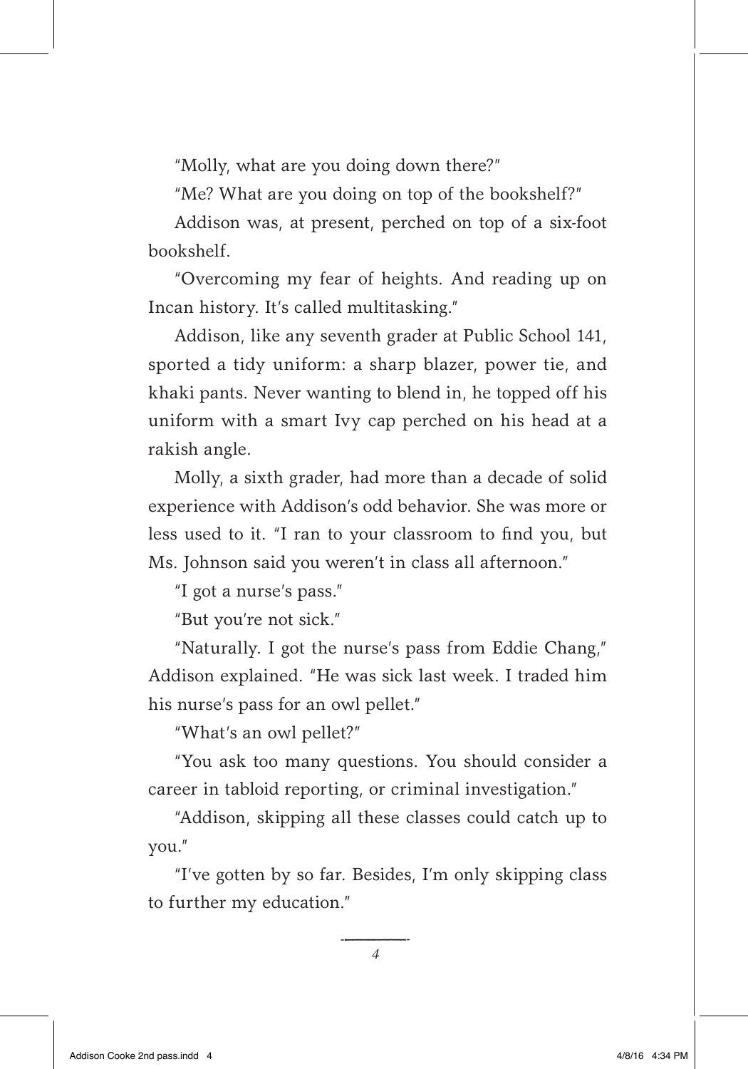"Molly, what are you doing down there?"

"Me? What are you doing on top of the bookshelf?"

Addison was, at present, perched on top of a six-foot bookshelf.

"Overcoming my fear of heights. And reading up on Incan history. It's called multitasking."

Addison, like any seventh grader at Public School 141, sported a tidy uniform: a sharp blazer, power tie, and khaki pants. Never wanting to blend in, he topped off his uniform with a smart Ivy cap perched on his head at a rakish angle.

Molly, a sixth grader, had more than a decade of solid experience with Addison's odd behavior. She was more or less used to it. "I ran to your classroom to find you, but Ms. Johnson said you weren't in class all afternoon."

"I got a nurse's pass."

"But you're not sick."

"Naturally. I got the nurse's pass from Eddie Chang," Addison explained. "He was sick last week. I traded him his nurse's pass for an owl pellet."

"What's an owl pellet?"

"You ask too many questions. You should consider a career in tabloid reporting, or criminal investigation."

"Addison, skipping all these classes could catch up to you."

"I've gotten by so far. Besides, I'm only skipping class to further my education."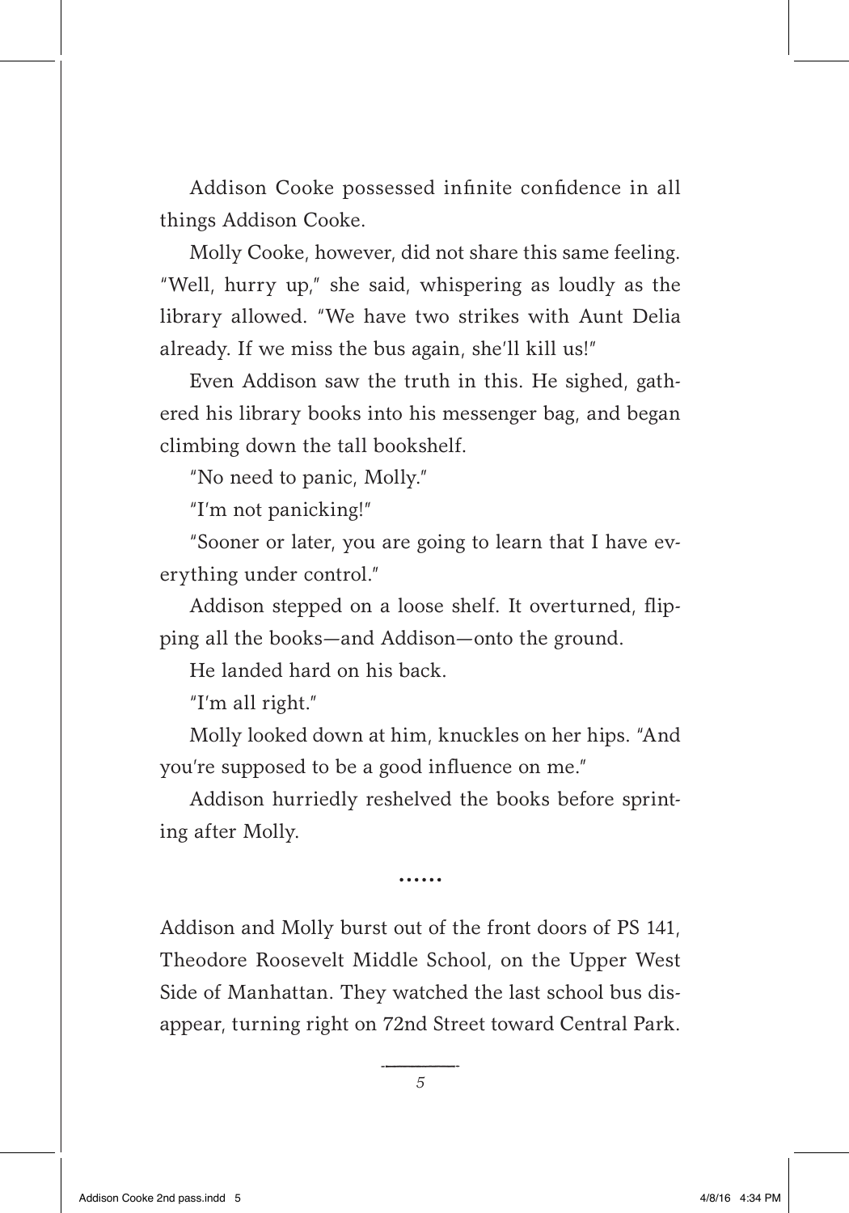Addison Cooke possessed infinite confidence in all things Addison Cooke.

Molly Cooke, however, did not share this same feeling. "Well, hurry up," she said, whispering as loudly as the library allowed. "We have two strikes with Aunt Delia already. If we miss the bus again, she'll kill us!"

Even Addison saw the truth in this. He sighed, gathered his library books into his messenger bag, and began climbing down the tall bookshelf.

"No need to panic, Molly."

"I'm not panicking!"

"Sooner or later, you are going to learn that I have everything under control."

Addison stepped on a loose shelf. It overturned, flipping all the books—and Addison—onto the ground.

He landed hard on his back.

"I'm all right."

Molly looked down at him, knuckles on her hips. "And you're supposed to be a good influence on me."

Addison hurriedly reshelved the books before sprinting after Molly.

......

Addison and Molly burst out of the front doors of PS 141, Theodore Roosevelt Middle School, on the Upper West Side of Manhattan. They watched the last school bus disappear, turning right on 72nd Street toward Central Park.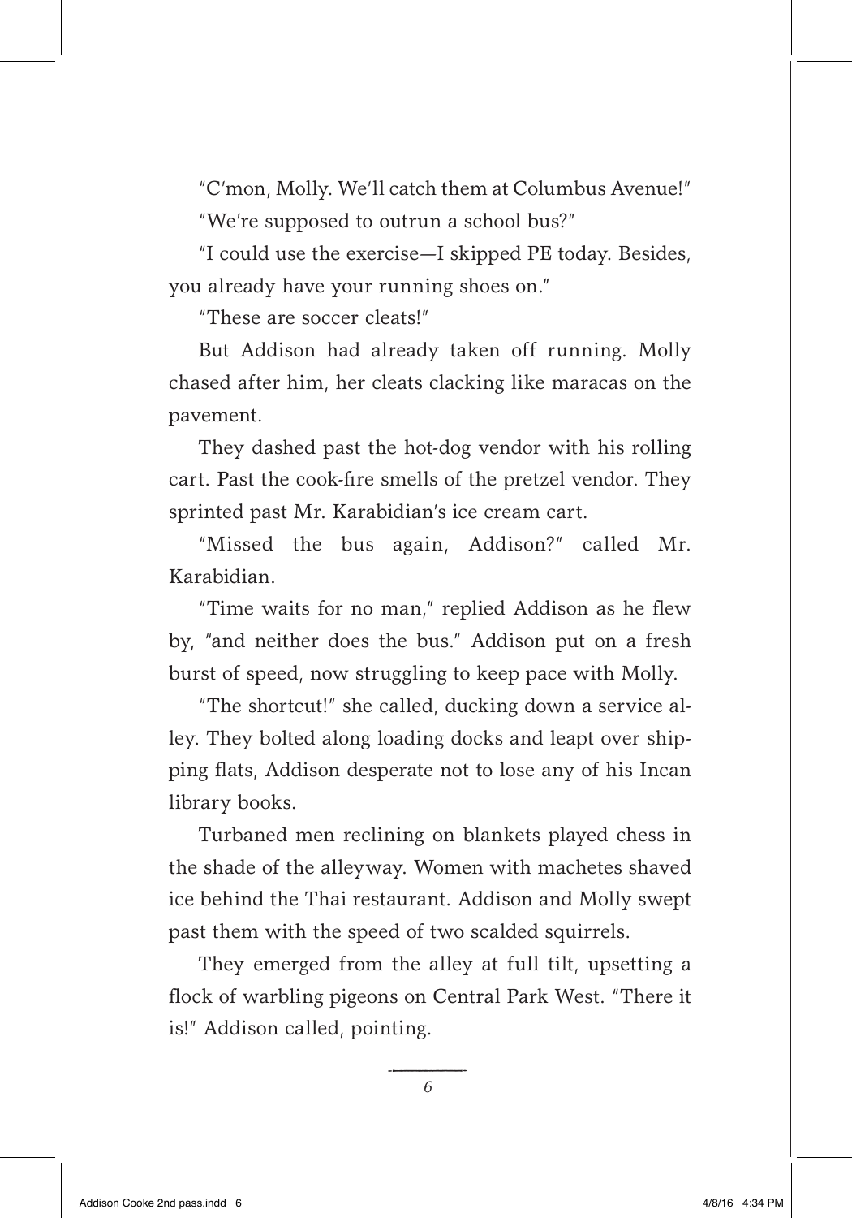"C'mon, Molly. We'll catch them at Columbus Avenue!"

"We're supposed to outrun a school bus?"

"I could use the exercise—I skipped PE today. Besides, you already have your running shoes on."

"These are soccer cleats!"

But Addison had already taken off running. Molly chased after him, her cleats clacking like maracas on the pavement.

They dashed past the hot-dog vendor with his rolling cart. Past the cook-fire smells of the pretzel vendor. They sprinted past Mr. Karabidian's ice cream cart.

"Missed the bus again, Addison?" called Mr. Karabidian.

"Time waits for no man," replied Addison as he flew by, "and neither does the bus." Addison put on a fresh burst of speed, now struggling to keep pace with Molly.

"The shortcut!" she called, ducking down a service alley. They bolted along loading docks and leapt over shipping flats, Addison desperate not to lose any of his Incan library books.

Turbaned men reclining on blankets played chess in the shade of the alleyway. Women with machetes shaved ice behind the Thai restaurant. Addison and Molly swept past them with the speed of two scalded squirrels.

They emerged from the alley at full tilt, upsetting a flock of warbling pigeons on Central Park West. "There it is!" Addison called, pointing.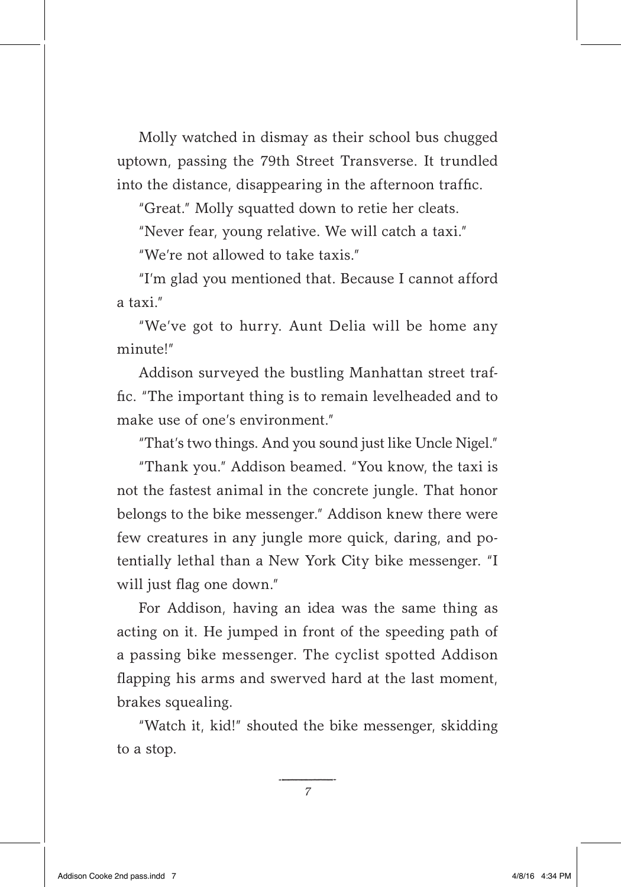Molly watched in dismay as their school bus chugged uptown, passing the 79th Street Transverse. It trundled into the distance, disappearing in the afternoon traffic.

"Great." Molly squatted down to retie her cleats.

"Never fear, young relative. We will catch a taxi."

"We're not allowed to take taxis."

"I'm glad you mentioned that. Because I cannot afford a taxi."

"We've got to hurry. Aunt Delia will be home any minute!"

Addison surveyed the bustling Manhattan street traffic. "The important thing is to remain levelheaded and to make use of one's environment."

"That's two things. And you sound just like Uncle Nigel."

"Thank you." Addison beamed. "You know, the taxi is not the fastest animal in the concrete jungle. That honor belongs to the bike messenger." Addison knew there were few creatures in any jungle more quick, daring, and potentially lethal than a New York City bike messenger. "I will just flag one down."

For Addison, having an idea was the same thing as acting on it. He jumped in front of the speeding path of a passing bike messenger. The cyclist spotted Addison flapping his arms and swerved hard at the last moment, brakes squealing.

"Watch it, kid!" shouted the bike messenger, skidding to a stop.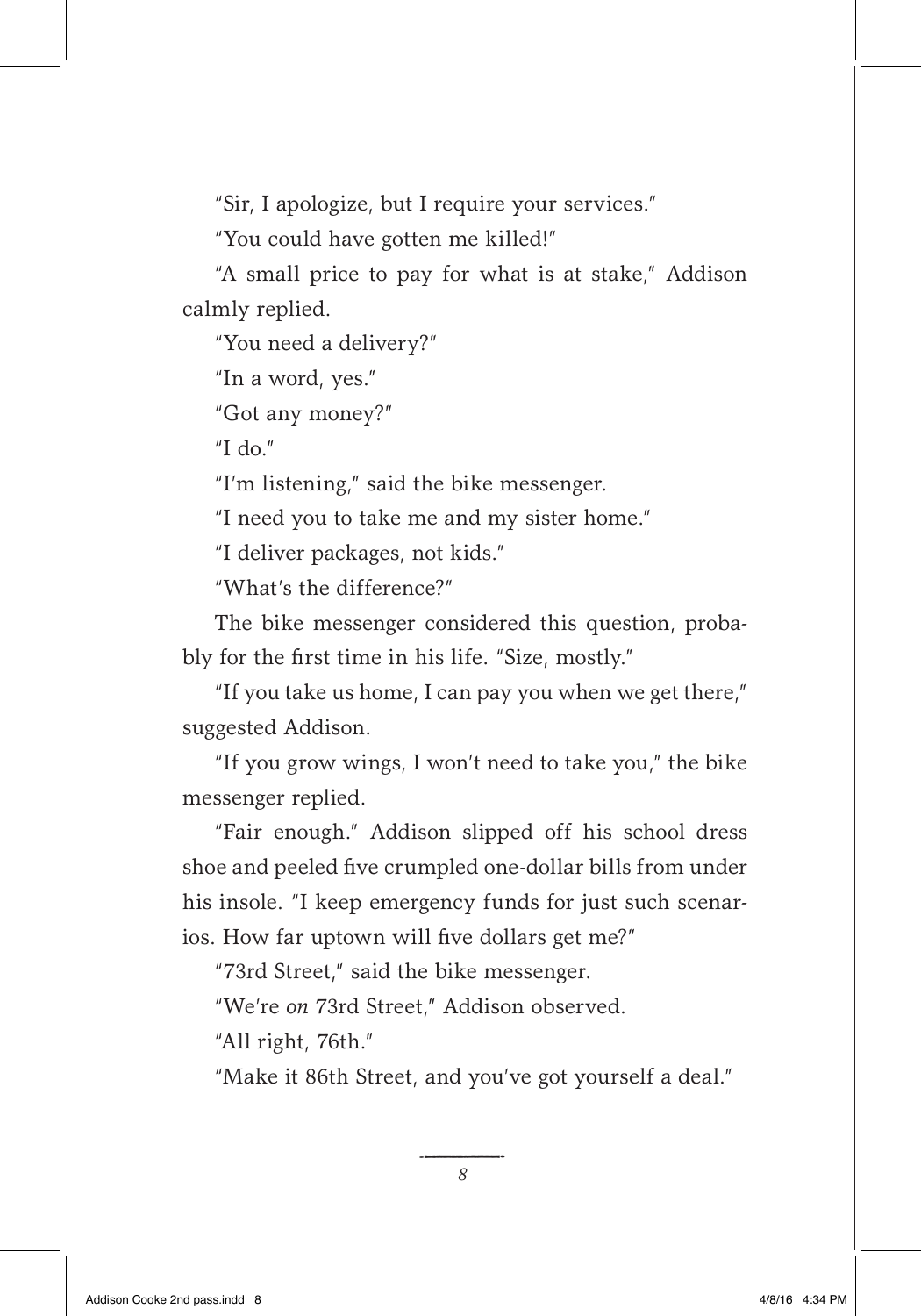"Sir, I apologize, but I require your services."

"You could have gotten me killed!"

"A small price to pay for what is at stake," Addison calmly replied.

"You need a delivery?"

"In a word, yes."

"Got any money?"

"I do."

"I'm listening," said the bike messenger.

"I need you to take me and my sister home."

"I deliver packages, not kids."

"What's the difference?"

The bike messenger considered this question, probably for the first time in his life. "Size, mostly."

"If you take us home, I can pay you when we get there," suggested Addison.

"If you grow wings, I won't need to take you," the bike messenger replied.

"Fair enough." Addison slipped off his school dress shoe and peeled five crumpled one-dollar bills from under his insole. "I keep emergency funds for just such scenarios. How far uptown will five dollars get me?"

"73rd Street," said the bike messenger.

"We're *on* 73rd Street," Addison observed.

"All right, 76th."

"Make it 86th Street, and you've got yourself a deal."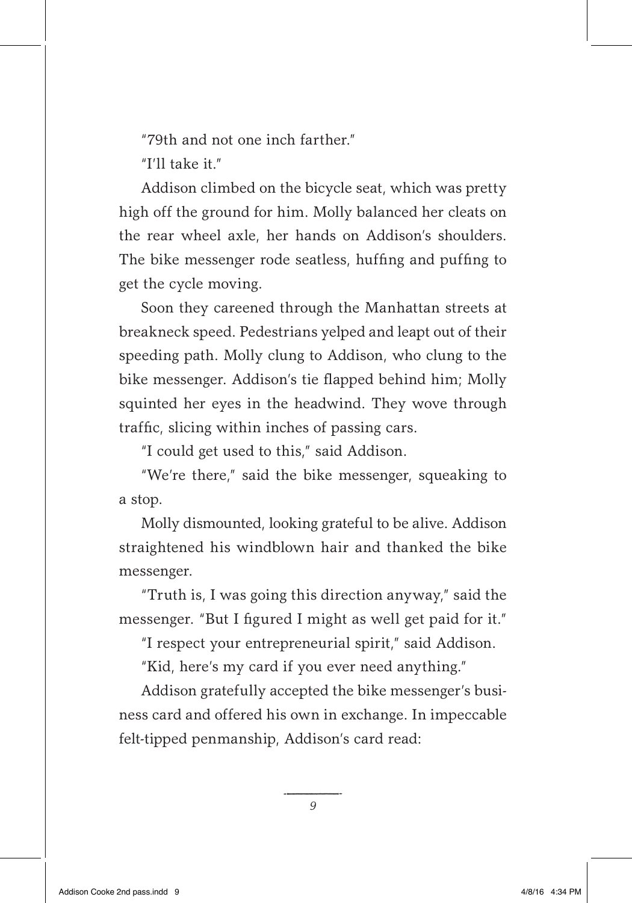"79th and not one inch farther."

"I'll take it."

Addison climbed on the bicycle seat, which was pretty high off the ground for him. Molly balanced her cleats on the rear wheel axle, her hands on Addison's shoulders. The bike messenger rode seatless, huffing and puffing to get the cycle moving.

Soon they careened through the Manhattan streets at breakneck speed. Pedestrians yelped and leapt out of their speeding path. Molly clung to Addison, who clung to the bike messenger. Addison's tie flapped behind him; Molly squinted her eyes in the headwind. They wove through traffic, slicing within inches of passing cars.

"I could get used to this," said Addison.

"We're there," said the bike messenger, squeaking to a stop.

Molly dismounted, looking grateful to be alive. Addison straightened his windblown hair and thanked the bike messenger.

"Truth is, I was going this direction anyway," said the messenger. "But I figured I might as well get paid for it."

"I respect your entrepreneurial spirit," said Addison.

"Kid, here's my card if you ever need anything."

Addison gratefully accepted the bike messenger's business card and offered his own in exchange. In impeccable felt-tipped penmanship, Addison's card read: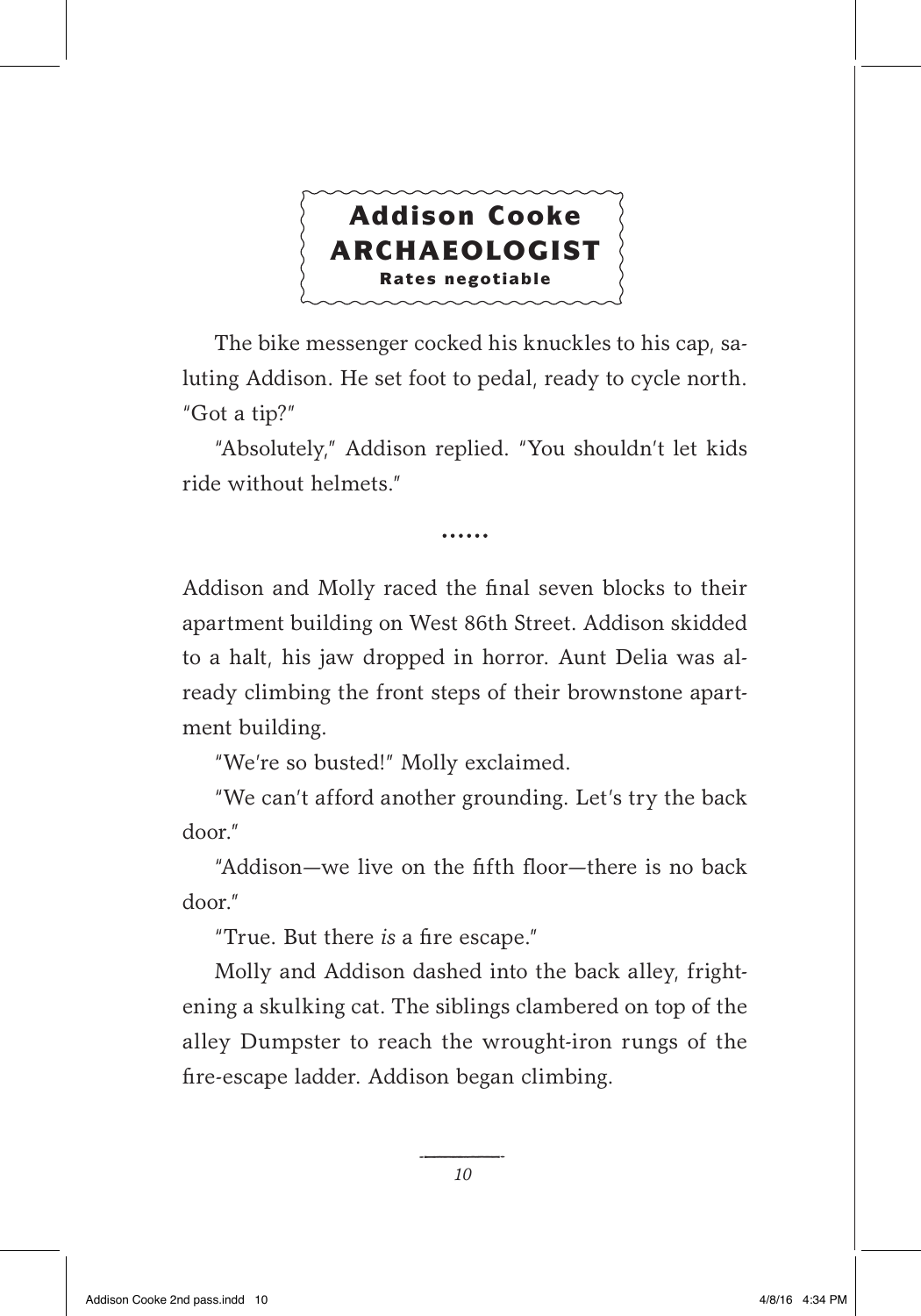**Addison Cooke**
**ARCHAEOLOGIST**
**Rates negotiable**

The bike messenger cocked his knuckles to his cap, saluting Addison. He set foot to pedal, ready to cycle north. "Got a tip?"

"Absolutely," Addison replied. "You shouldn't let kids ride without helmets."

......

Addison and Molly raced the final seven blocks to their apartment building on West 86th Street. Addison skidded to a halt, his jaw dropped in horror. Aunt Delia was already climbing the front steps of their brownstone apartment building.

"We're so busted!" Molly exclaimed.

"We can't afford another grounding. Let's try the back door."

"Addison—we live on the fifth floor—there is no back door."

"True. But there *is* a fire escape."

Molly and Addison dashed into the back alley, frightening a skulking cat. The siblings clambered on top of the alley Dumpster to reach the wrought-iron rungs of the fire-escape ladder. Addison began climbing.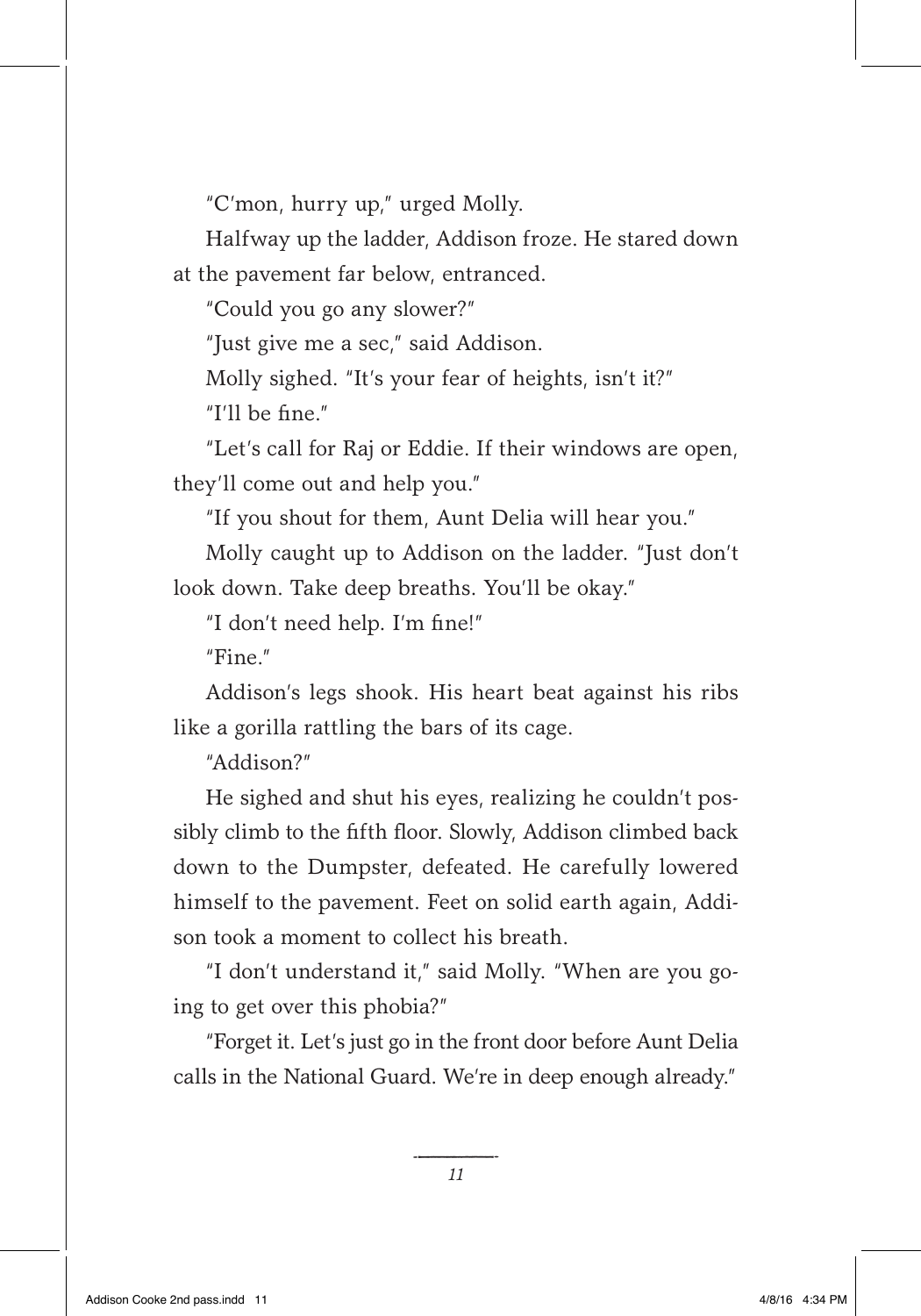"C'mon, hurry up," urged Molly.

Halfway up the ladder, Addison froze. He stared down at the pavement far below, entranced.

"Could you go any slower?"

"Just give me a sec," said Addison.

Molly sighed. "It's your fear of heights, isn't it?"

"I'll be fine."

"Let's call for Raj or Eddie. If their windows are open, they'll come out and help you."

"If you shout for them, Aunt Delia will hear you."

Molly caught up to Addison on the ladder. "Just don't look down. Take deep breaths. You'll be okay."

"I don't need help. I'm fine!"

"Fine."

Addison's legs shook. His heart beat against his ribs like a gorilla rattling the bars of its cage.

"Addison?"

He sighed and shut his eyes, realizing he couldn't possibly climb to the fifth floor. Slowly, Addison climbed back down to the Dumpster, defeated. He carefully lowered himself to the pavement. Feet on solid earth again, Addison took a moment to collect his breath.

"I don't understand it," said Molly. "When are you going to get over this phobia?"

"Forget it. Let's just go in the front door before Aunt Delia calls in the National Guard. We're in deep enough already."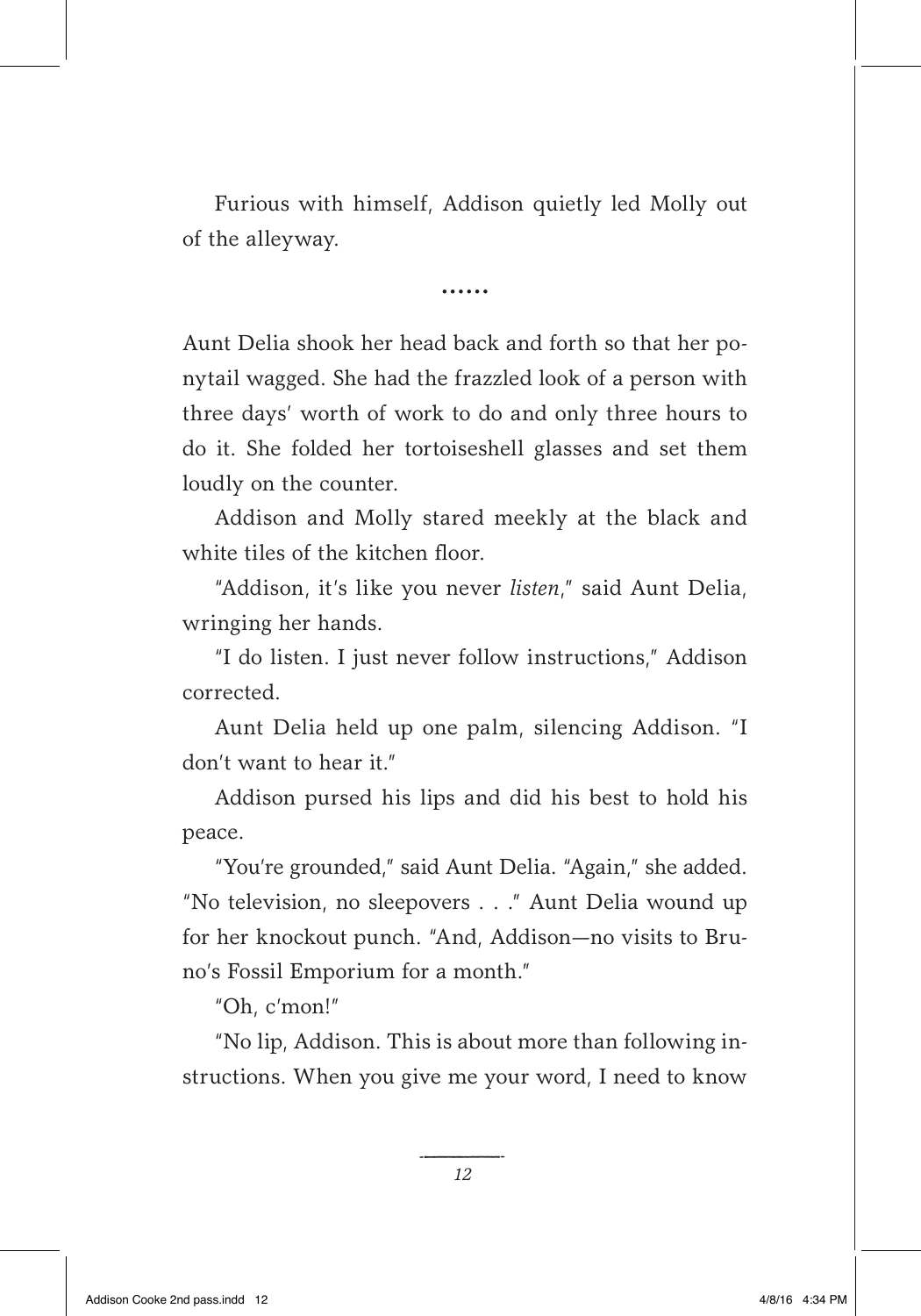Furious with himself, Addison quietly led Molly out of the alleyway.

......

Aunt Delia shook her head back and forth so that her ponytail wagged. She had the frazzled look of a person with three days' worth of work to do and only three hours to do it. She folded her tortoiseshell glasses and set them loudly on the counter.

Addison and Molly stared meekly at the black and white tiles of the kitchen floor.

"Addison, it's like you never *listen*," said Aunt Delia, wringing her hands.

"I do listen. I just never follow instructions," Addison corrected.

Aunt Delia held up one palm, silencing Addison. "I don't want to hear it."

Addison pursed his lips and did his best to hold his peace.

"You're grounded," said Aunt Delia. "Again," she added. "No television, no sleepovers . . ." Aunt Delia wound up for her knockout punch. "And, Addison—no visits to Bruno's Fossil Emporium for a month."

"Oh, c'mon!"

"No lip, Addison. This is about more than following instructions. When you give me your word, I need to know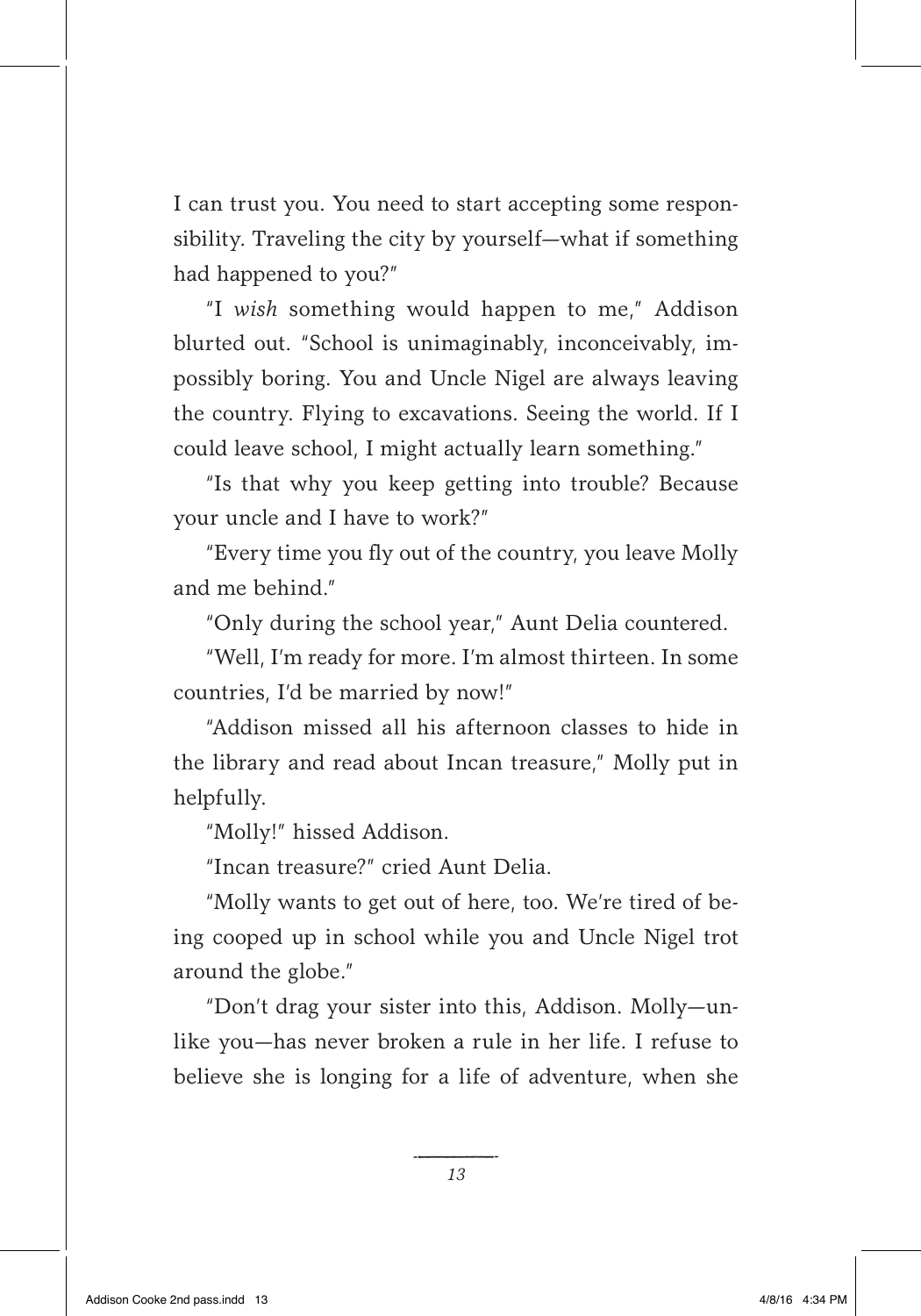I can trust you. You need to start accepting some responsibility. Traveling the city by yourself—what if something had happened to you?"

"I *wish* something would happen to me," Addison blurted out. "School is unimaginably, inconceivably, impossibly boring. You and Uncle Nigel are always leaving the country. Flying to excavations. Seeing the world. If I could leave school, I might actually learn something."

"Is that why you keep getting into trouble? Because your uncle and I have to work?"

"Every time you fly out of the country, you leave Molly and me behind."

"Only during the school year," Aunt Delia countered.

"Well, I'm ready for more. I'm almost thirteen. In some countries, I'd be married by now!"

"Addison missed all his afternoon classes to hide in the library and read about Incan treasure," Molly put in helpfully.

"Molly!" hissed Addison.

"Incan treasure?" cried Aunt Delia.

"Molly wants to get out of here, too. We're tired of being cooped up in school while you and Uncle Nigel trot around the globe."

"Don't drag your sister into this, Addison. Molly—unlike you—has never broken a rule in her life. I refuse to believe she is longing for a life of adventure, when she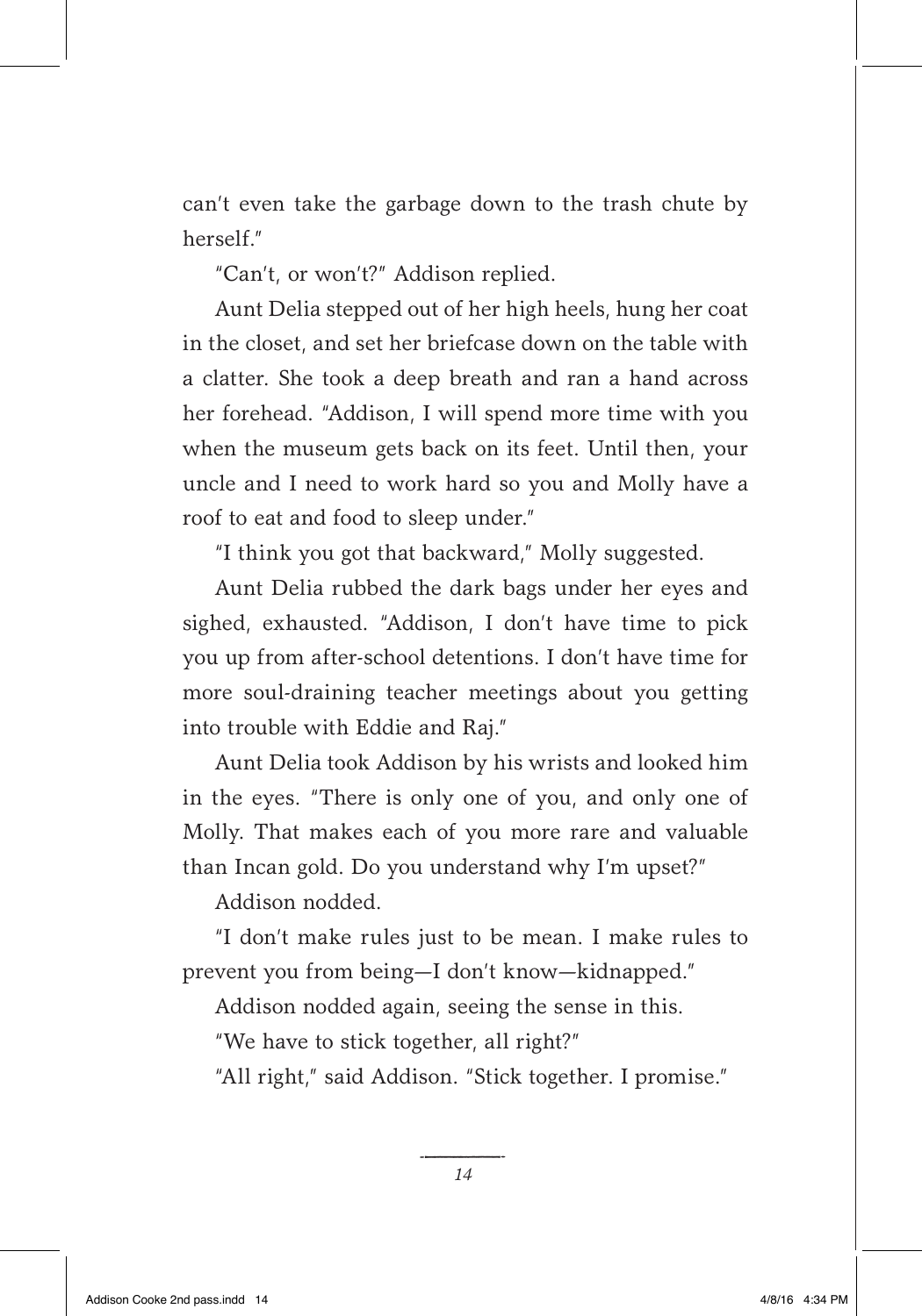can't even take the garbage down to the trash chute by herself."

"Can't, or won't?" Addison replied.

Aunt Delia stepped out of her high heels, hung her coat in the closet, and set her briefcase down on the table with a clatter. She took a deep breath and ran a hand across her forehead. "Addison, I will spend more time with you when the museum gets back on its feet. Until then, your uncle and I need to work hard so you and Molly have a roof to eat and food to sleep under."

"I think you got that backward," Molly suggested.

Aunt Delia rubbed the dark bags under her eyes and sighed, exhausted. "Addison, I don't have time to pick you up from after-school detentions. I don't have time for more soul-draining teacher meetings about you getting into trouble with Eddie and Raj."

Aunt Delia took Addison by his wrists and looked him in the eyes. "There is only one of you, and only one of Molly. That makes each of you more rare and valuable than Incan gold. Do you understand why I'm upset?"

Addison nodded.

"I don't make rules just to be mean. I make rules to prevent you from being—I don't know—kidnapped."

Addison nodded again, seeing the sense in this.

"We have to stick together, all right?"

"All right," said Addison. "Stick together. I promise."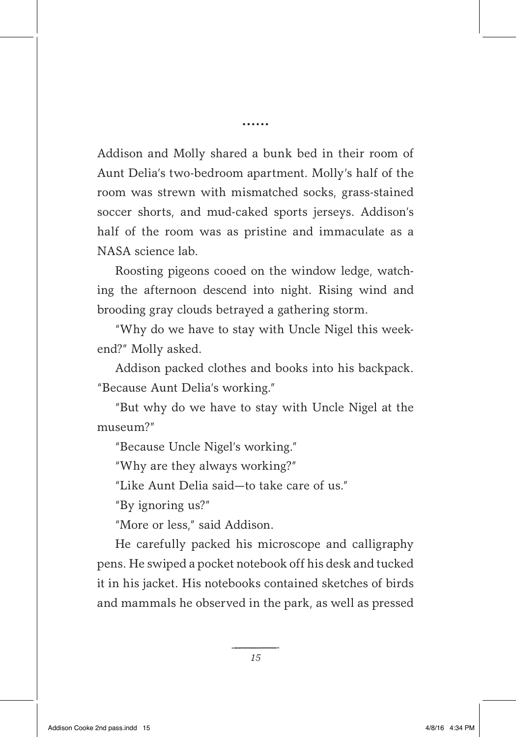......

Addison and Molly shared a bunk bed in their room of Aunt Delia's two-bedroom apartment. Molly's half of the room was strewn with mismatched socks, grass-stained soccer shorts, and mud-caked sports jerseys. Addison's half of the room was as pristine and immaculate as a NASA science lab.

Roosting pigeons cooed on the window ledge, watching the afternoon descend into night. Rising wind and brooding gray clouds betrayed a gathering storm.

"Why do we have to stay with Uncle Nigel this weekend?" Molly asked.

Addison packed clothes and books into his backpack. "Because Aunt Delia's working."

"But why do we have to stay with Uncle Nigel at the museum?"

"Because Uncle Nigel's working."

"Why are they always working?"

"Like Aunt Delia said—to take care of us."

"By ignoring us?"

"More or less," said Addison.

He carefully packed his microscope and calligraphy pens. He swiped a pocket notebook off his desk and tucked it in his jacket. His notebooks contained sketches of birds and mammals he observed in the park, as well as pressed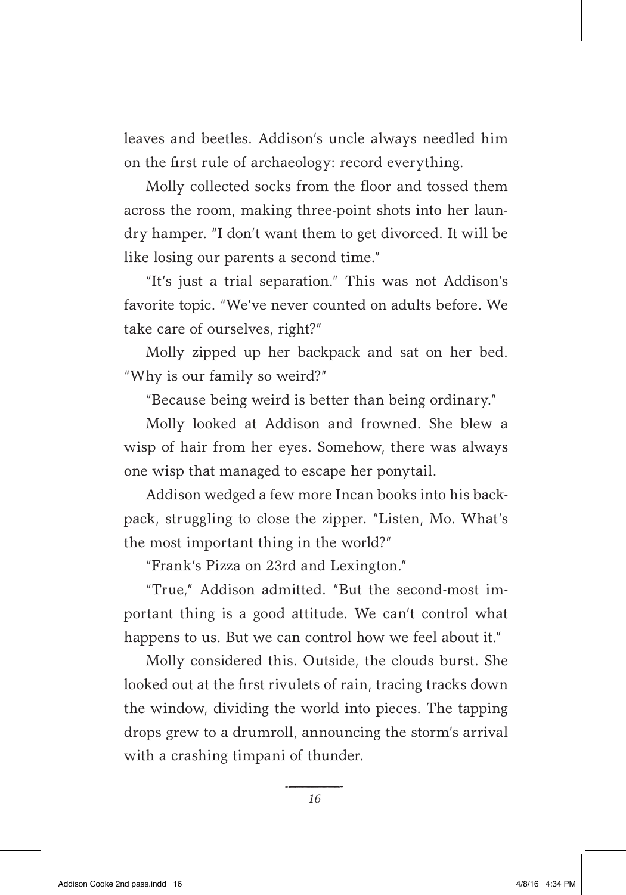leaves and beetles. Addison's uncle always needled him on the first rule of archaeology: record everything.

Molly collected socks from the floor and tossed them across the room, making three-point shots into her laundry hamper. "I don't want them to get divorced. It will be like losing our parents a second time."

"It's just a trial separation." This was not Addison's favorite topic. "We've never counted on adults before. We take care of ourselves, right?"

Molly zipped up her backpack and sat on her bed. "Why is our family so weird?"

"Because being weird is better than being ordinary."

Molly looked at Addison and frowned. She blew a wisp of hair from her eyes. Somehow, there was always one wisp that managed to escape her ponytail.

Addison wedged a few more Incan books into his backpack, struggling to close the zipper. "Listen, Mo. What's the most important thing in the world?"

"Frank's Pizza on 23rd and Lexington."

"True," Addison admitted. "But the second-most important thing is a good attitude. We can't control what happens to us. But we can control how we feel about it."

Molly considered this. Outside, the clouds burst. She looked out at the first rivulets of rain, tracing tracks down the window, dividing the world into pieces. The tapping drops grew to a drumroll, announcing the storm's arrival with a crashing timpani of thunder.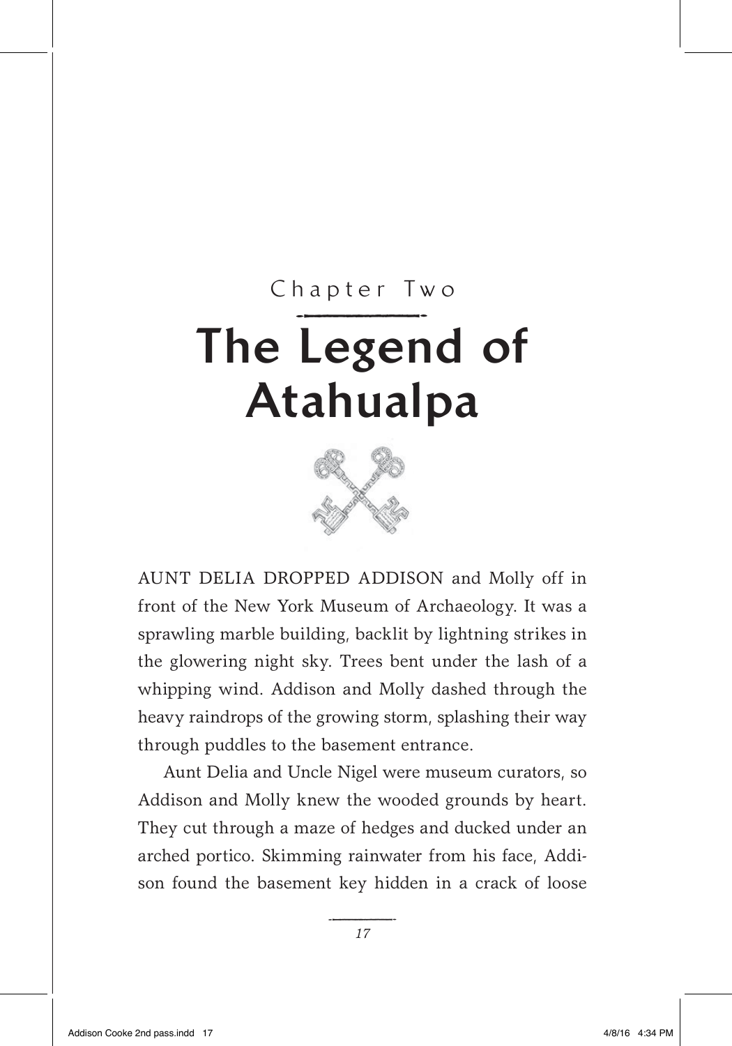Chapter Two

# The Legend of Atahualpa

AUNT DELIA DROPPED ADDISON and Molly off in front of the New York Museum of Archaeology. It was a sprawling marble building, backlit by lightning strikes in the glowering night sky. Trees bent under the lash of a whipping wind. Addison and Molly dashed through the heavy raindrops of the growing storm, splashing their way through puddles to the basement entrance.

Aunt Delia and Uncle Nigel were museum curators, so Addison and Molly knew the wooded grounds by heart. They cut through a maze of hedges and ducked under an arched portico. Skimming rainwater from his face, Addison found the basement key hidden in a crack of loose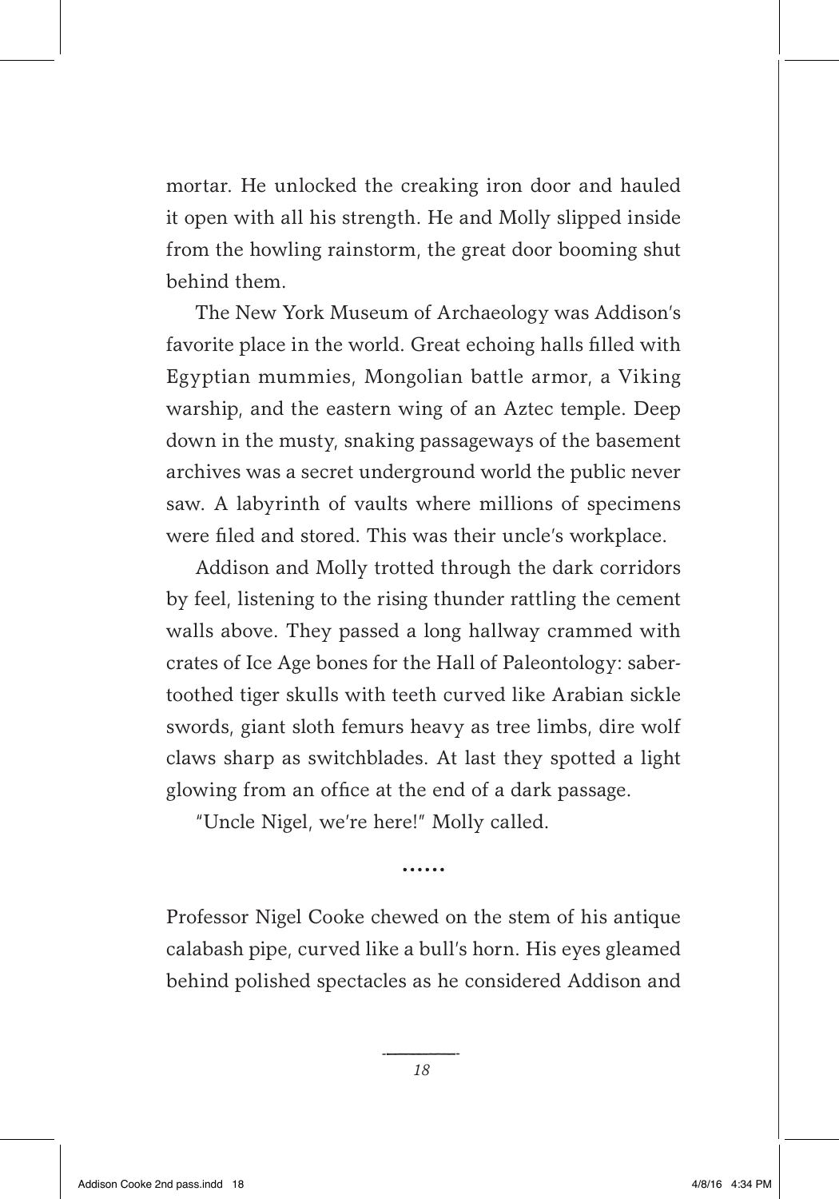mortar. He unlocked the creaking iron door and hauled it open with all his strength. He and Molly slipped inside from the howling rainstorm, the great door booming shut behind them.

The New York Museum of Archaeology was Addison's favorite place in the world. Great echoing halls filled with Egyptian mummies, Mongolian battle armor, a Viking warship, and the eastern wing of an Aztec temple. Deep down in the musty, snaking passageways of the basement archives was a secret underground world the public never saw. A labyrinth of vaults where millions of specimens were filed and stored. This was their uncle's workplace.

Addison and Molly trotted through the dark corridors by feel, listening to the rising thunder rattling the cement walls above. They passed a long hallway crammed with crates of Ice Age bones for the Hall of Paleontology: saber-toothed tiger skulls with teeth curved like Arabian sickle swords, giant sloth femurs heavy as tree limbs, dire wolf claws sharp as switchblades. At last they spotted a light glowing from an office at the end of a dark passage.

"Uncle Nigel, we're here!" Molly called.

......

Professor Nigel Cooke chewed on the stem of his antique calabash pipe, curved like a bull's horn. His eyes gleamed behind polished spectacles as he considered Addison and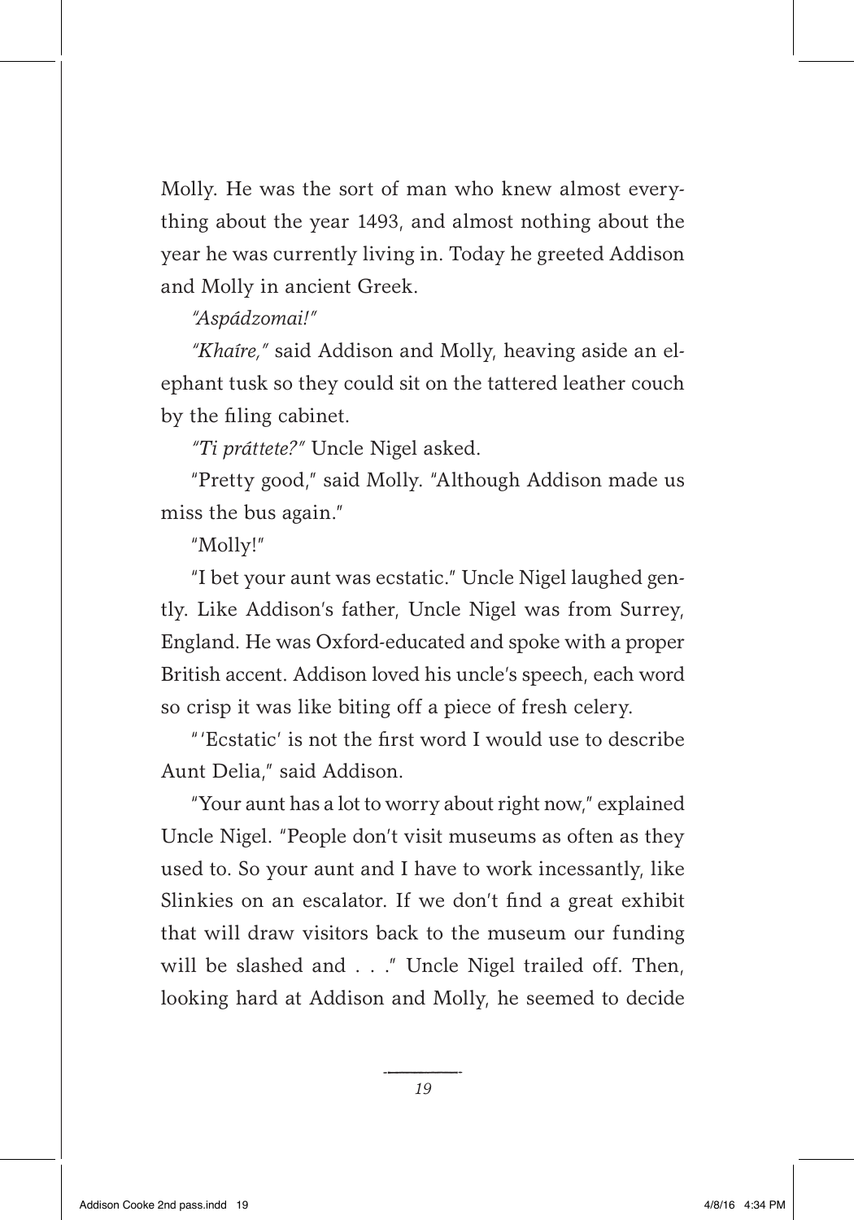Molly. He was the sort of man who knew almost everything about the year 1493, and almost nothing about the year he was currently living in. Today he greeted Addison and Molly in ancient Greek.

*"Aspádzomai!"*

*"Khaíre,"* said Addison and Molly, heaving aside an elephant tusk so they could sit on the tattered leather couch by the filing cabinet.

*"Ti práttete?"* Uncle Nigel asked.

"Pretty good," said Molly. "Although Addison made us miss the bus again."

"Molly!"

"I bet your aunt was ecstatic." Uncle Nigel laughed gently. Like Addison's father, Uncle Nigel was from Surrey, England. He was Oxford-educated and spoke with a proper British accent. Addison loved his uncle's speech, each word so crisp it was like biting off a piece of fresh celery.

"'Ecstatic' is not the first word I would use to describe Aunt Delia," said Addison.

"Your aunt has a lot to worry about right now," explained Uncle Nigel. "People don't visit museums as often as they used to. So your aunt and I have to work incessantly, like Slinkies on an escalator. If we don't find a great exhibit that will draw visitors back to the museum our funding will be slashed and . . ." Uncle Nigel trailed off. Then, looking hard at Addison and Molly, he seemed to decide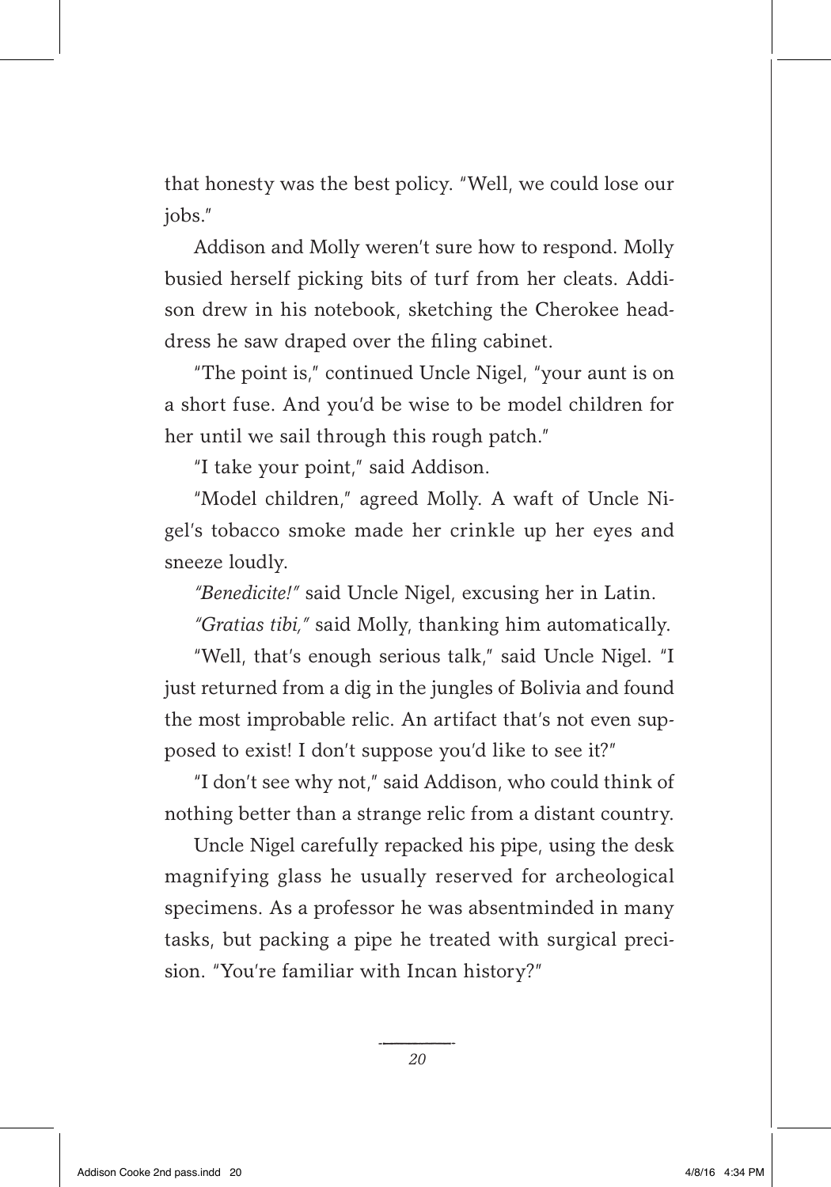that honesty was the best policy. "Well, we could lose our jobs."

Addison and Molly weren't sure how to respond. Molly busied herself picking bits of turf from her cleats. Addison drew in his notebook, sketching the Cherokee headdress he saw draped over the filing cabinet.

"The point is," continued Uncle Nigel, "your aunt is on a short fuse. And you'd be wise to be model children for her until we sail through this rough patch."

"I take your point," said Addison.

"Model children," agreed Molly. A waft of Uncle Nigel's tobacco smoke made her crinkle up her eyes and sneeze loudly.

*"Benedicite!"* said Uncle Nigel, excusing her in Latin.

*"Gratias tibi,"* said Molly, thanking him automatically.

"Well, that's enough serious talk," said Uncle Nigel. "I just returned from a dig in the jungles of Bolivia and found the most improbable relic. An artifact that's not even supposed to exist! I don't suppose you'd like to see it?"

"I don't see why not," said Addison, who could think of nothing better than a strange relic from a distant country.

Uncle Nigel carefully repacked his pipe, using the desk magnifying glass he usually reserved for archeological specimens. As a professor he was absentminded in many tasks, but packing a pipe he treated with surgical precision. "You're familiar with Incan history?"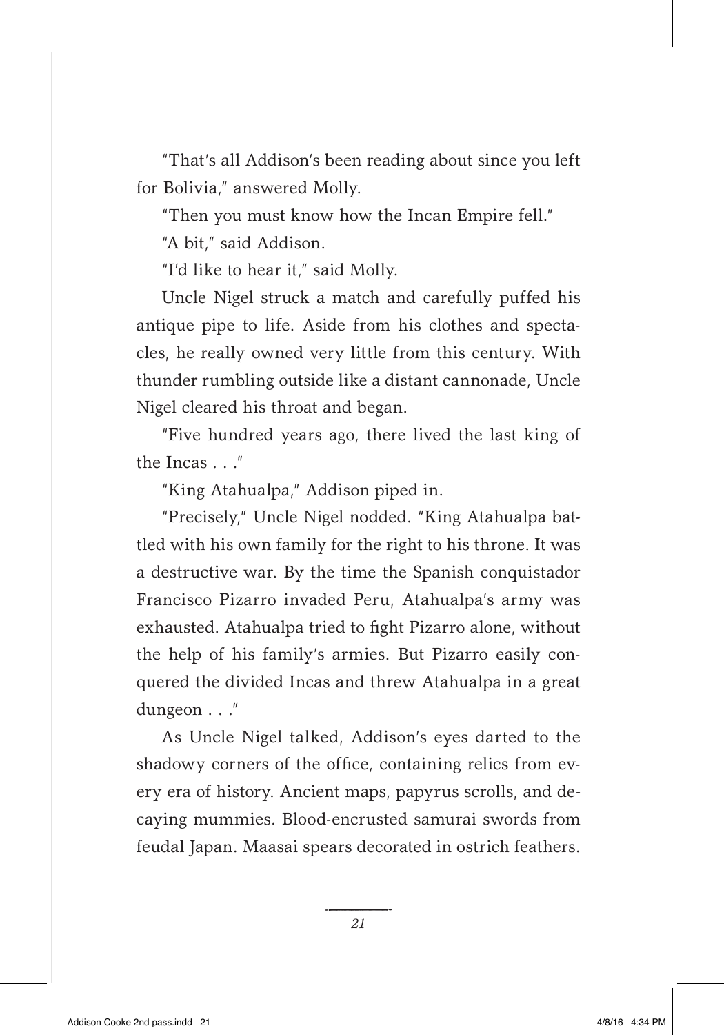"That's all Addison's been reading about since you left for Bolivia," answered Molly.

"Then you must know how the Incan Empire fell."

"A bit," said Addison.

"I'd like to hear it," said Molly.

Uncle Nigel struck a match and carefully puffed his antique pipe to life. Aside from his clothes and spectacles, he really owned very little from this century. With thunder rumbling outside like a distant cannonade, Uncle Nigel cleared his throat and began.

"Five hundred years ago, there lived the last king of the Incas . . ."

"King Atahualpa," Addison piped in.

"Precisely," Uncle Nigel nodded. "King Atahualpa battled with his own family for the right to his throne. It was a destructive war. By the time the Spanish conquistador Francisco Pizarro invaded Peru, Atahualpa's army was exhausted. Atahualpa tried to fight Pizarro alone, without the help of his family's armies. But Pizarro easily conquered the divided Incas and threw Atahualpa in a great dungeon . . ."

As Uncle Nigel talked, Addison's eyes darted to the shadowy corners of the office, containing relics from every era of history. Ancient maps, papyrus scrolls, and decaying mummies. Blood-encrusted samurai swords from feudal Japan. Maasai spears decorated in ostrich feathers.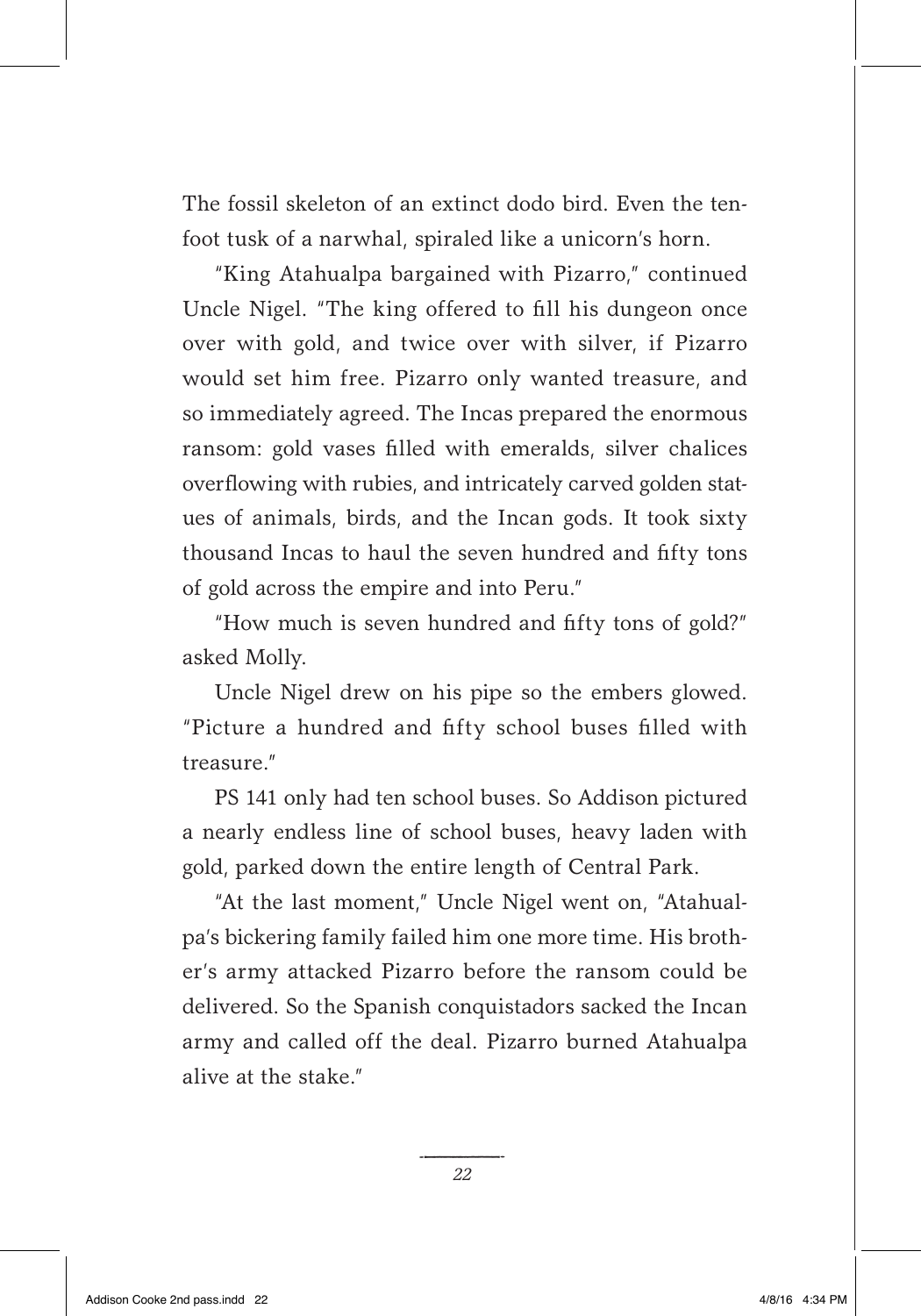The fossil skeleton of an extinct dodo bird. Even the ten-foot tusk of a narwhal, spiraled like a unicorn's horn.

"King Atahualpa bargained with Pizarro," continued Uncle Nigel. "The king offered to fill his dungeon once over with gold, and twice over with silver, if Pizarro would set him free. Pizarro only wanted treasure, and so immediately agreed. The Incas prepared the enormous ransom: gold vases filled with emeralds, silver chalices overflowing with rubies, and intricately carved golden statues of animals, birds, and the Incan gods. It took sixty thousand Incas to haul the seven hundred and fifty tons of gold across the empire and into Peru."

"How much is seven hundred and fifty tons of gold?" asked Molly.

Uncle Nigel drew on his pipe so the embers glowed. "Picture a hundred and fifty school buses filled with treasure."

PS 141 only had ten school buses. So Addison pictured a nearly endless line of school buses, heavy laden with gold, parked down the entire length of Central Park.

"At the last moment," Uncle Nigel went on, "Atahualpa's bickering family failed him one more time. His brother's army attacked Pizarro before the ransom could be delivered. So the Spanish conquistadors sacked the Incan army and called off the deal. Pizarro burned Atahualpa alive at the stake."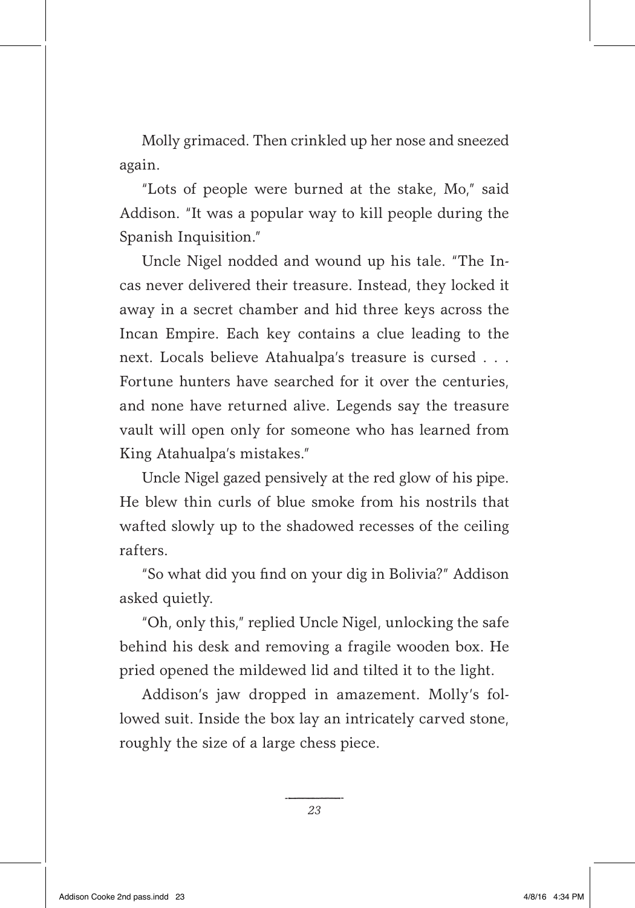Molly grimaced. Then crinkled up her nose and sneezed again.

"Lots of people were burned at the stake, Mo," said Addison. "It was a popular way to kill people during the Spanish Inquisition."

Uncle Nigel nodded and wound up his tale. "The Incas never delivered their treasure. Instead, they locked it away in a secret chamber and hid three keys across the Incan Empire. Each key contains a clue leading to the next. Locals believe Atahualpa's treasure is cursed . . . Fortune hunters have searched for it over the centuries, and none have returned alive. Legends say the treasure vault will open only for someone who has learned from King Atahualpa's mistakes."

Uncle Nigel gazed pensively at the red glow of his pipe. He blew thin curls of blue smoke from his nostrils that wafted slowly up to the shadowed recesses of the ceiling rafters.

"So what did you find on your dig in Bolivia?" Addison asked quietly.

"Oh, only this," replied Uncle Nigel, unlocking the safe behind his desk and removing a fragile wooden box. He pried opened the mildewed lid and tilted it to the light.

Addison's jaw dropped in amazement. Molly's followed suit. Inside the box lay an intricately carved stone, roughly the size of a large chess piece.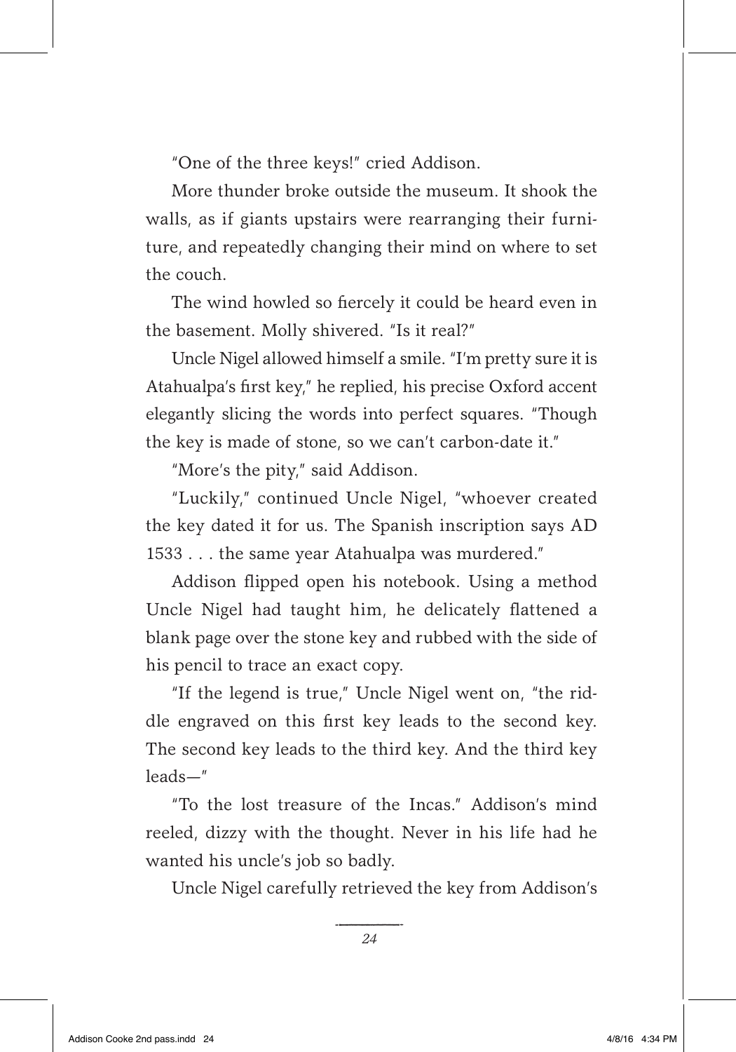"One of the three keys!" cried Addison.

More thunder broke outside the museum. It shook the walls, as if giants upstairs were rearranging their furniture, and repeatedly changing their mind on where to set the couch.

The wind howled so fiercely it could be heard even in the basement. Molly shivered. "Is it real?"

Uncle Nigel allowed himself a smile. "I'm pretty sure it is Atahualpa's first key," he replied, his precise Oxford accent elegantly slicing the words into perfect squares. "Though the key is made of stone, so we can't carbon-date it."

"More's the pity," said Addison.

"Luckily," continued Uncle Nigel, "whoever created the key dated it for us. The Spanish inscription says AD 1533 . . . the same year Atahualpa was murdered."

Addison flipped open his notebook. Using a method Uncle Nigel had taught him, he delicately flattened a blank page over the stone key and rubbed with the side of his pencil to trace an exact copy.

"If the legend is true," Uncle Nigel went on, "the riddle engraved on this first key leads to the second key. The second key leads to the third key. And the third key leads—"

"To the lost treasure of the Incas." Addison's mind reeled, dizzy with the thought. Never in his life had he wanted his uncle's job so badly.

Uncle Nigel carefully retrieved the key from Addison's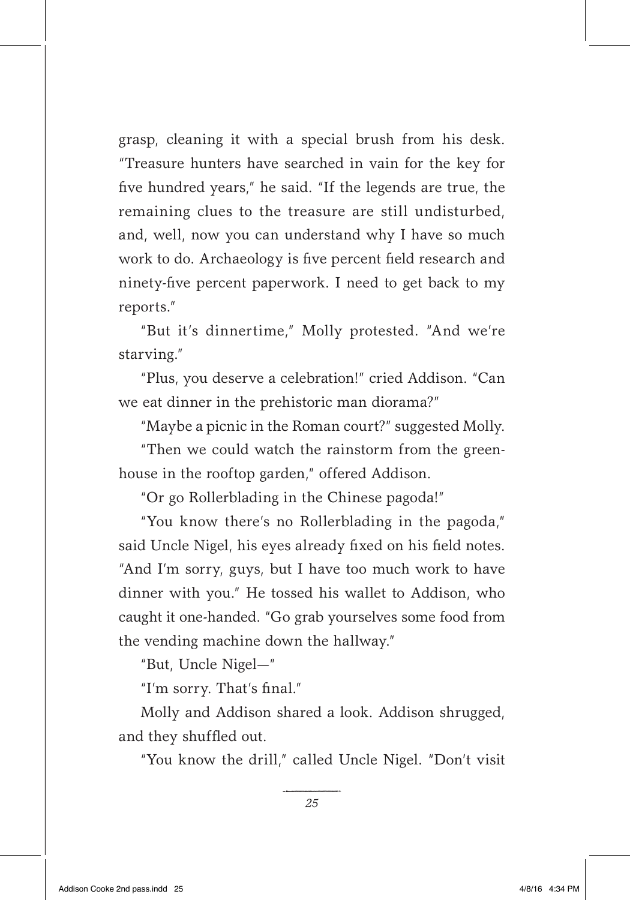grasp, cleaning it with a special brush from his desk. "Treasure hunters have searched in vain for the key for five hundred years," he said. "If the legends are true, the remaining clues to the treasure are still undisturbed, and, well, now you can understand why I have so much work to do. Archaeology is five percent field research and ninety-five percent paperwork. I need to get back to my reports."

"But it's dinnertime," Molly protested. "And we're starving."

"Plus, you deserve a celebration!" cried Addison. "Can we eat dinner in the prehistoric man diorama?"

"Maybe a picnic in the Roman court?" suggested Molly.

"Then we could watch the rainstorm from the greenhouse in the rooftop garden," offered Addison.

"Or go Rollerblading in the Chinese pagoda!"

"You know there's no Rollerblading in the pagoda," said Uncle Nigel, his eyes already fixed on his field notes. "And I'm sorry, guys, but I have too much work to have dinner with you." He tossed his wallet to Addison, who caught it one-handed. "Go grab yourselves some food from the vending machine down the hallway."

"But, Uncle Nigel—"

"I'm sorry. That's final."

Molly and Addison shared a look. Addison shrugged, and they shuffled out.

"You know the drill," called Uncle Nigel. "Don't visit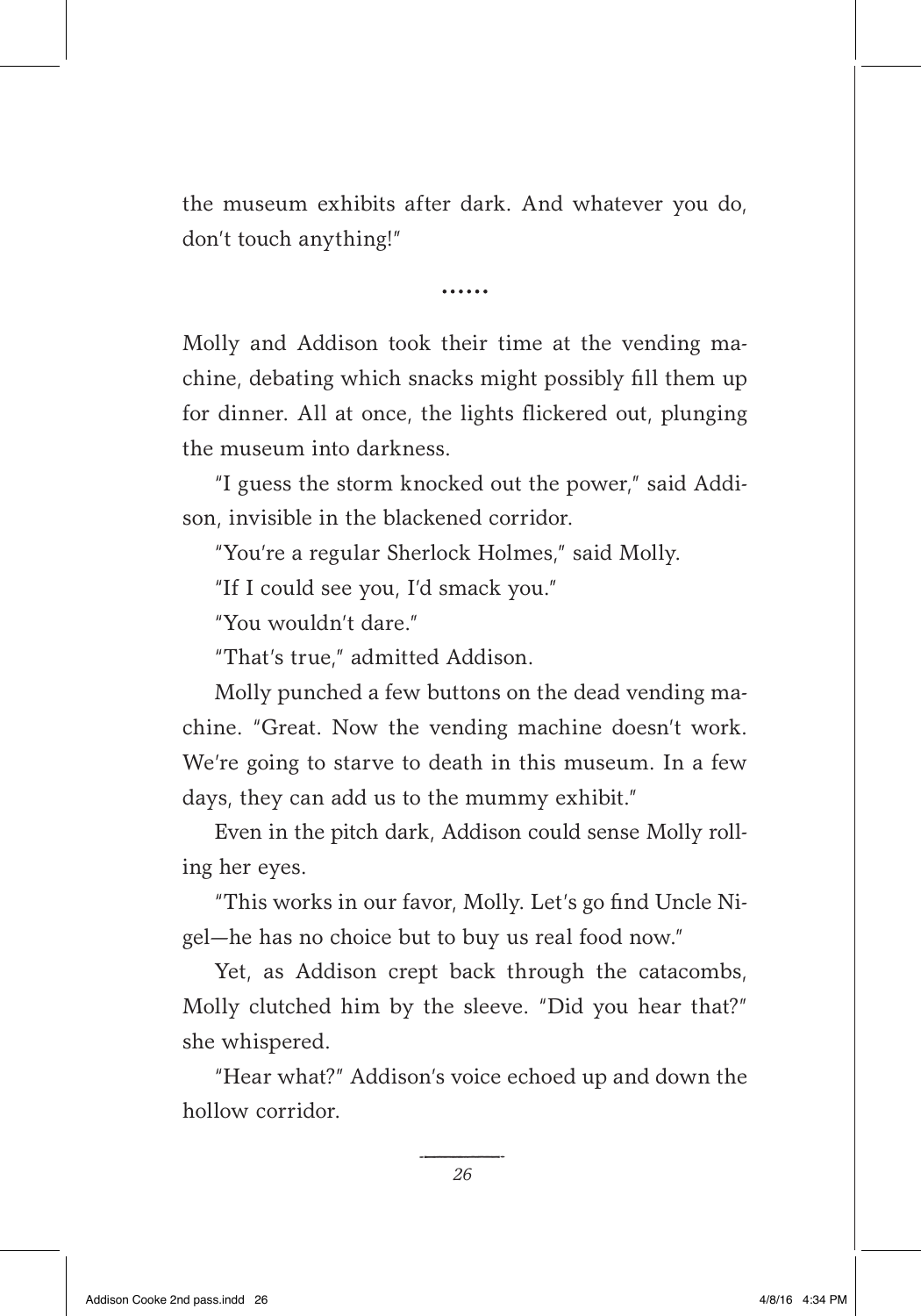the museum exhibits after dark. And whatever you do, don't touch anything!"

......

Molly and Addison took their time at the vending machine, debating which snacks might possibly fill them up for dinner. All at once, the lights flickered out, plunging the museum into darkness.

"I guess the storm knocked out the power," said Addison, invisible in the blackened corridor.

"You're a regular Sherlock Holmes," said Molly.

"If I could see you, I'd smack you."

"You wouldn't dare."

"That's true," admitted Addison.

Molly punched a few buttons on the dead vending machine. "Great. Now the vending machine doesn't work. We're going to starve to death in this museum. In a few days, they can add us to the mummy exhibit."

Even in the pitch dark, Addison could sense Molly rolling her eyes.

"This works in our favor, Molly. Let's go find Uncle Nigel—he has no choice but to buy us real food now."

Yet, as Addison crept back through the catacombs, Molly clutched him by the sleeve. "Did you hear that?" she whispered.

"Hear what?" Addison's voice echoed up and down the hollow corridor.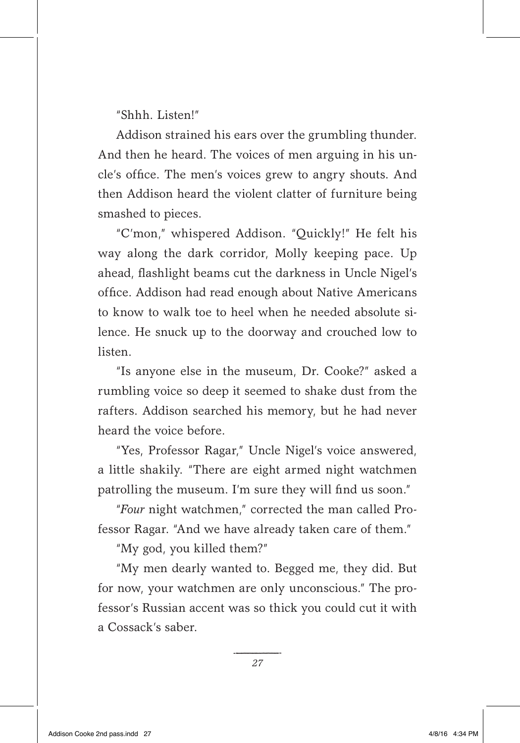"Shhh. Listen!"

Addison strained his ears over the grumbling thunder. And then he heard. The voices of men arguing in his uncle's office. The men's voices grew to angry shouts. And then Addison heard the violent clatter of furniture being smashed to pieces.

"C'mon," whispered Addison. "Quickly!" He felt his way along the dark corridor, Molly keeping pace. Up ahead, flashlight beams cut the darkness in Uncle Nigel's office. Addison had read enough about Native Americans to know to walk toe to heel when he needed absolute silence. He snuck up to the doorway and crouched low to listen.

"Is anyone else in the museum, Dr. Cooke?" asked a rumbling voice so deep it seemed to shake dust from the rafters. Addison searched his memory, but he had never heard the voice before.

"Yes, Professor Ragar," Uncle Nigel's voice answered, a little shakily. "There are eight armed night watchmen patrolling the museum. I'm sure they will find us soon."

"*Four* night watchmen," corrected the man called Professor Ragar. "And we have already taken care of them."

"My god, you killed them?"

"My men dearly wanted to. Begged me, they did. But for now, your watchmen are only unconscious." The professor's Russian accent was so thick you could cut it with a Cossack's saber.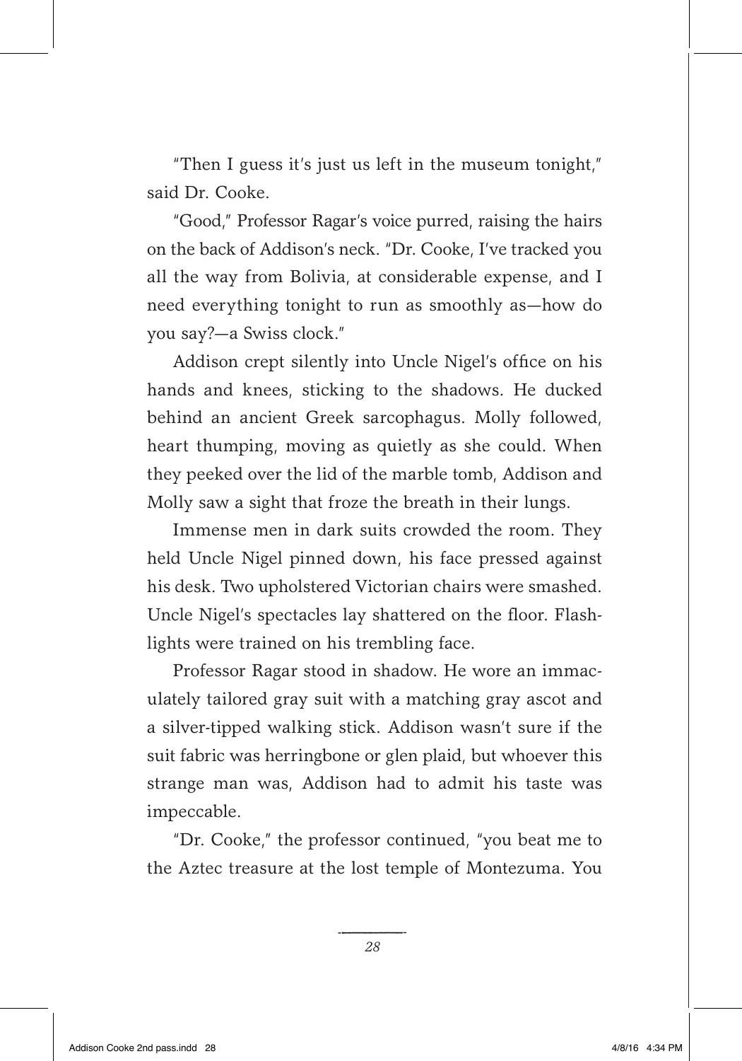"Then I guess it's just us left in the museum tonight," said Dr. Cooke.

"Good," Professor Ragar's voice purred, raising the hairs on the back of Addison's neck. "Dr. Cooke, I've tracked you all the way from Bolivia, at considerable expense, and I need everything tonight to run as smoothly as—how do you say?—a Swiss clock."

Addison crept silently into Uncle Nigel's office on his hands and knees, sticking to the shadows. He ducked behind an ancient Greek sarcophagus. Molly followed, heart thumping, moving as quietly as she could. When they peeked over the lid of the marble tomb, Addison and Molly saw a sight that froze the breath in their lungs.

Immense men in dark suits crowded the room. They held Uncle Nigel pinned down, his face pressed against his desk. Two upholstered Victorian chairs were smashed. Uncle Nigel's spectacles lay shattered on the floor. Flashlights were trained on his trembling face.

Professor Ragar stood in shadow. He wore an immaculately tailored gray suit with a matching gray ascot and a silver-tipped walking stick. Addison wasn't sure if the suit fabric was herringbone or glen plaid, but whoever this strange man was, Addison had to admit his taste was impeccable.

"Dr. Cooke," the professor continued, "you beat me to the Aztec treasure at the lost temple of Montezuma. You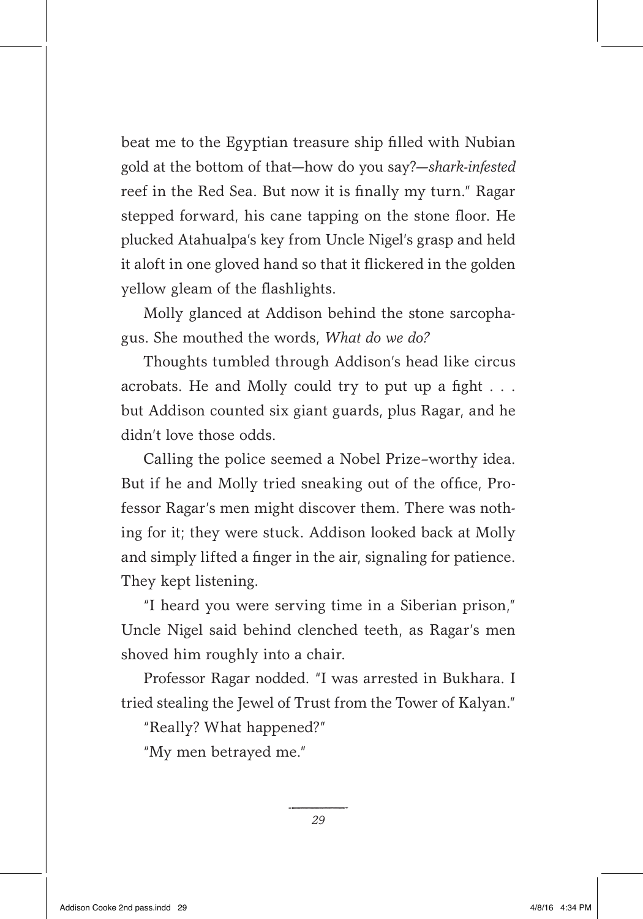beat me to the Egyptian treasure ship filled with Nubian gold at the bottom of that—how do you say?—*shark-infested* reef in the Red Sea. But now it is finally my turn." Ragar stepped forward, his cane tapping on the stone floor. He plucked Atahualpa's key from Uncle Nigel's grasp and held it aloft in one gloved hand so that it flickered in the golden yellow gleam of the flashlights.

Molly glanced at Addison behind the stone sarcophagus. She mouthed the words, *What do we do?*

Thoughts tumbled through Addison's head like circus acrobats. He and Molly could try to put up a fight . . . but Addison counted six giant guards, plus Ragar, and he didn't love those odds.

Calling the police seemed a Nobel Prize–worthy idea. But if he and Molly tried sneaking out of the office, Professor Ragar's men might discover them. There was nothing for it; they were stuck. Addison looked back at Molly and simply lifted a finger in the air, signaling for patience. They kept listening.

"I heard you were serving time in a Siberian prison," Uncle Nigel said behind clenched teeth, as Ragar's men shoved him roughly into a chair.

Professor Ragar nodded. "I was arrested in Bukhara. I tried stealing the Jewel of Trust from the Tower of Kalyan."

"Really? What happened?"

"My men betrayed me."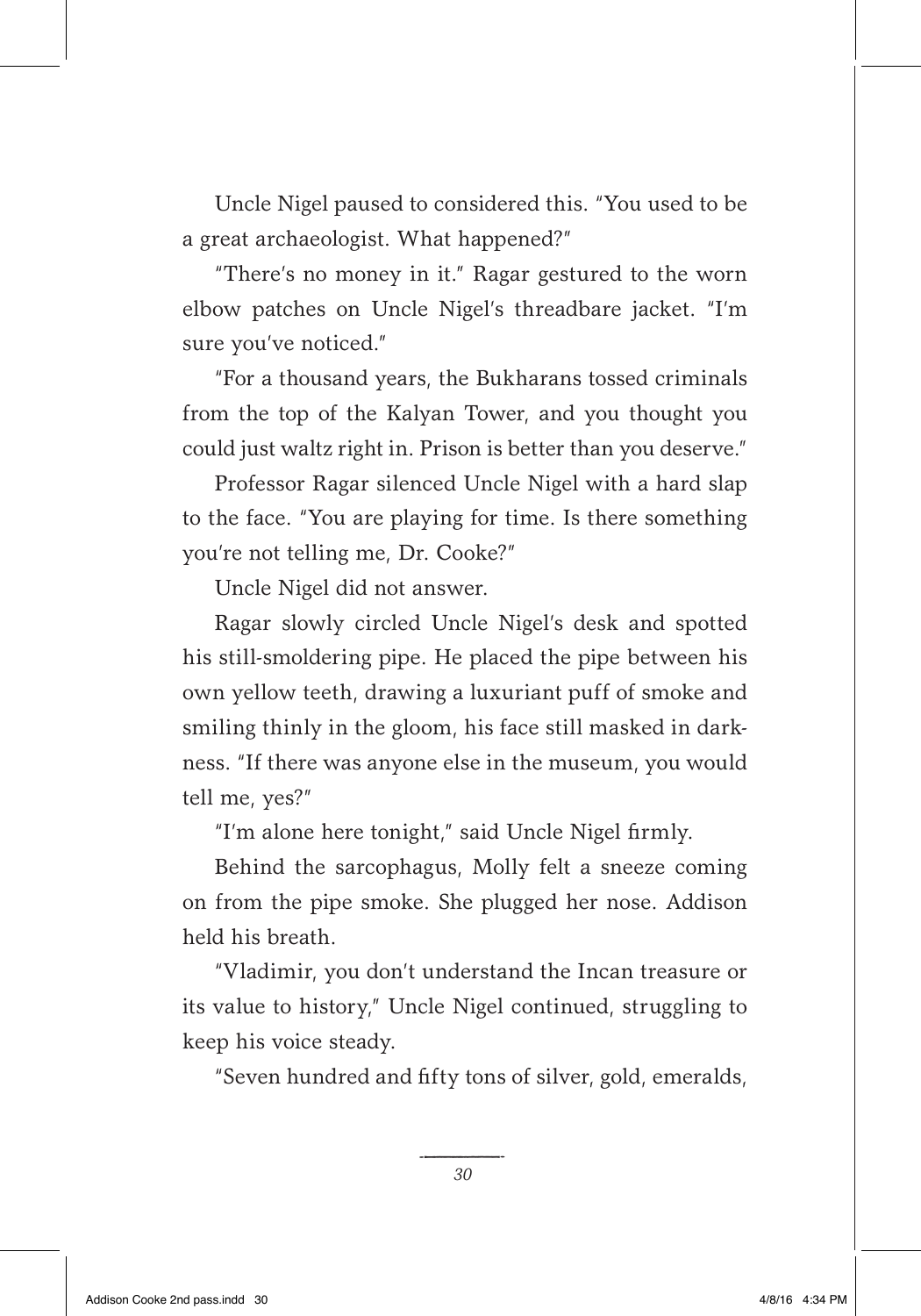Uncle Nigel paused to considered this. "You used to be a great archaeologist. What happened?"

"There's no money in it." Ragar gestured to the worn elbow patches on Uncle Nigel's threadbare jacket. "I'm sure you've noticed."

"For a thousand years, the Bukharans tossed criminals from the top of the Kalyan Tower, and you thought you could just waltz right in. Prison is better than you deserve."

Professor Ragar silenced Uncle Nigel with a hard slap to the face. "You are playing for time. Is there something you're not telling me, Dr. Cooke?"

Uncle Nigel did not answer.

Ragar slowly circled Uncle Nigel's desk and spotted his still-smoldering pipe. He placed the pipe between his own yellow teeth, drawing a luxuriant puff of smoke and smiling thinly in the gloom, his face still masked in darkness. "If there was anyone else in the museum, you would tell me, yes?"

"I'm alone here tonight," said Uncle Nigel firmly.

Behind the sarcophagus, Molly felt a sneeze coming on from the pipe smoke. She plugged her nose. Addison held his breath.

"Vladimir, you don't understand the Incan treasure or its value to history," Uncle Nigel continued, struggling to keep his voice steady.

"Seven hundred and fifty tons of silver, gold, emeralds,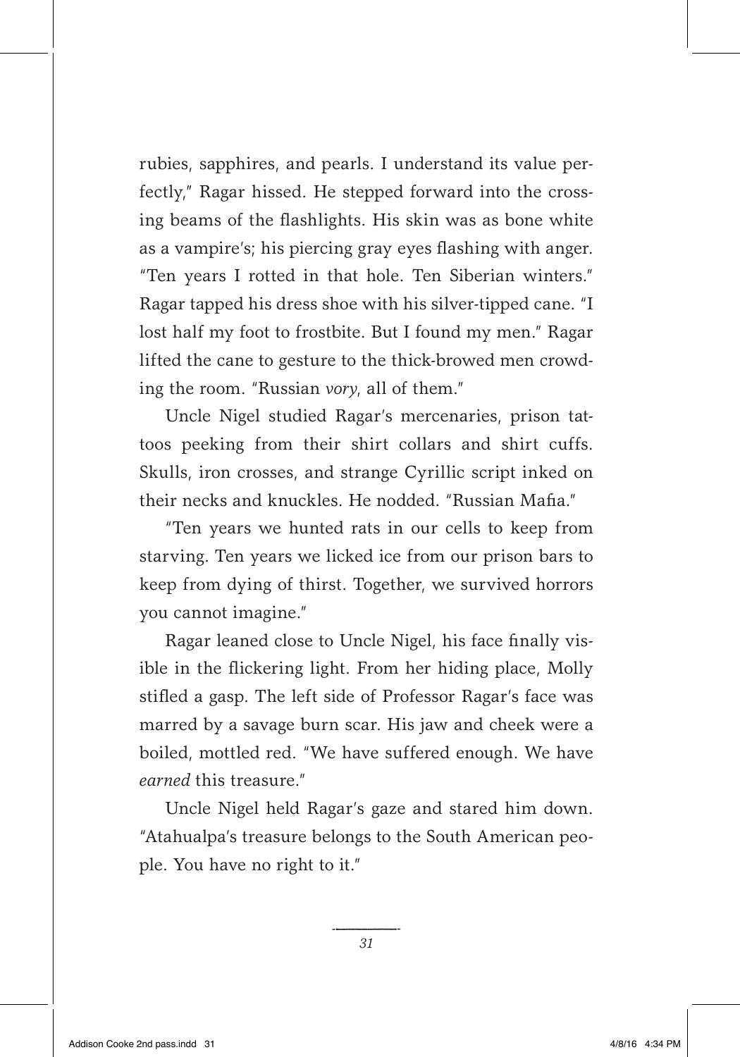rubies, sapphires, and pearls. I understand its value perfectly," Ragar hissed. He stepped forward into the crossing beams of the flashlights. His skin was as bone white as a vampire's; his piercing gray eyes flashing with anger. "Ten years I rotted in that hole. Ten Siberian winters." Ragar tapped his dress shoe with his silver-tipped cane. "I lost half my foot to frostbite. But I found my men." Ragar lifted the cane to gesture to the thick-browed men crowding the room. "Russian *vory*, all of them."

Uncle Nigel studied Ragar's mercenaries, prison tattoos peeking from their shirt collars and shirt cuffs. Skulls, iron crosses, and strange Cyrillic script inked on their necks and knuckles. He nodded. "Russian Mafia."

"Ten years we hunted rats in our cells to keep from starving. Ten years we licked ice from our prison bars to keep from dying of thirst. Together, we survived horrors you cannot imagine."

Ragar leaned close to Uncle Nigel, his face finally visible in the flickering light. From her hiding place, Molly stifled a gasp. The left side of Professor Ragar's face was marred by a savage burn scar. His jaw and cheek were a boiled, mottled red. "We have suffered enough. We have *earned* this treasure."

Uncle Nigel held Ragar's gaze and stared him down. "Atahualpa's treasure belongs to the South American people. You have no right to it."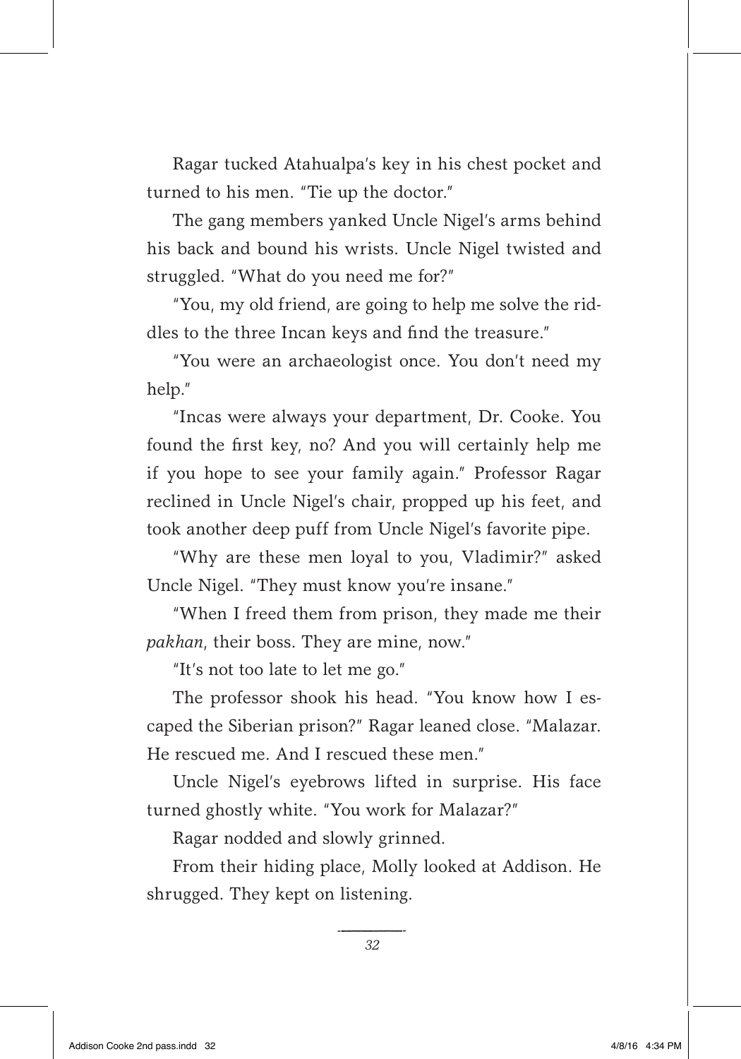Ragar tucked Atahualpa's key in his chest pocket and turned to his men. "Tie up the doctor."

The gang members yanked Uncle Nigel's arms behind his back and bound his wrists. Uncle Nigel twisted and struggled. "What do you need me for?"

"You, my old friend, are going to help me solve the riddles to the three Incan keys and find the treasure."

"You were an archaeologist once. You don't need my help."

"Incas were always your department, Dr. Cooke. You found the first key, no? And you will certainly help me if you hope to see your family again." Professor Ragar reclined in Uncle Nigel's chair, propped up his feet, and took another deep puff from Uncle Nigel's favorite pipe.

"Why are these men loyal to you, Vladimir?" asked Uncle Nigel. "They must know you're insane."

"When I freed them from prison, they made me their *pakhan*, their boss. They are mine, now."

"It's not too late to let me go."

The professor shook his head. "You know how I escaped the Siberian prison?" Ragar leaned close. "Malazar. He rescued me. And I rescued these men."

Uncle Nigel's eyebrows lifted in surprise. His face turned ghostly white. "You work for Malazar?"

Ragar nodded and slowly grinned.

From their hiding place, Molly looked at Addison. He shrugged. They kept on listening.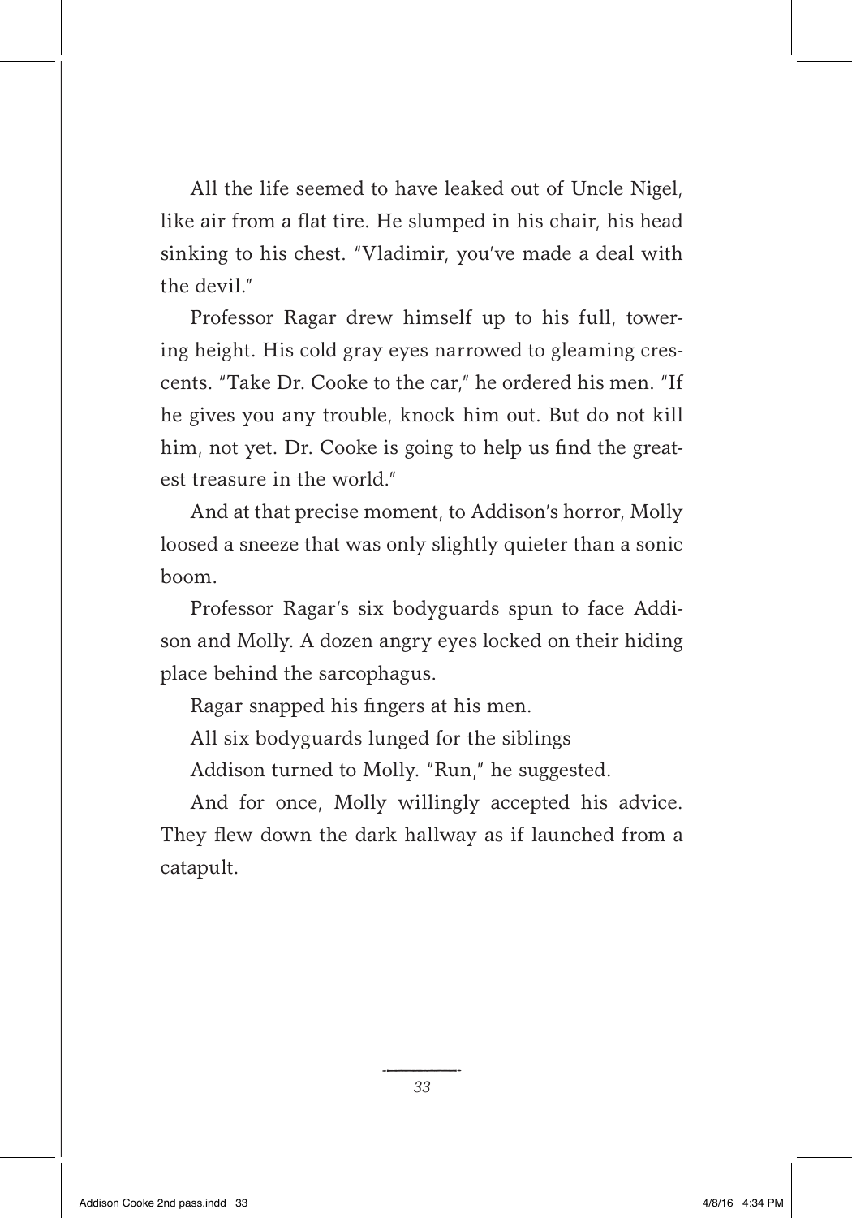All the life seemed to have leaked out of Uncle Nigel, like air from a flat tire. He slumped in his chair, his head sinking to his chest. "Vladimir, you've made a deal with the devil."

Professor Ragar drew himself up to his full, towering height. His cold gray eyes narrowed to gleaming crescents. "Take Dr. Cooke to the car," he ordered his men. "If he gives you any trouble, knock him out. But do not kill him, not yet. Dr. Cooke is going to help us find the greatest treasure in the world."

And at that precise moment, to Addison's horror, Molly loosed a sneeze that was only slightly quieter than a sonic boom.

Professor Ragar's six bodyguards spun to face Addison and Molly. A dozen angry eyes locked on their hiding place behind the sarcophagus.

Ragar snapped his fingers at his men.

All six bodyguards lunged for the siblings

Addison turned to Molly. "Run," he suggested.

And for once, Molly willingly accepted his advice. They flew down the dark hallway as if launched from a catapult.